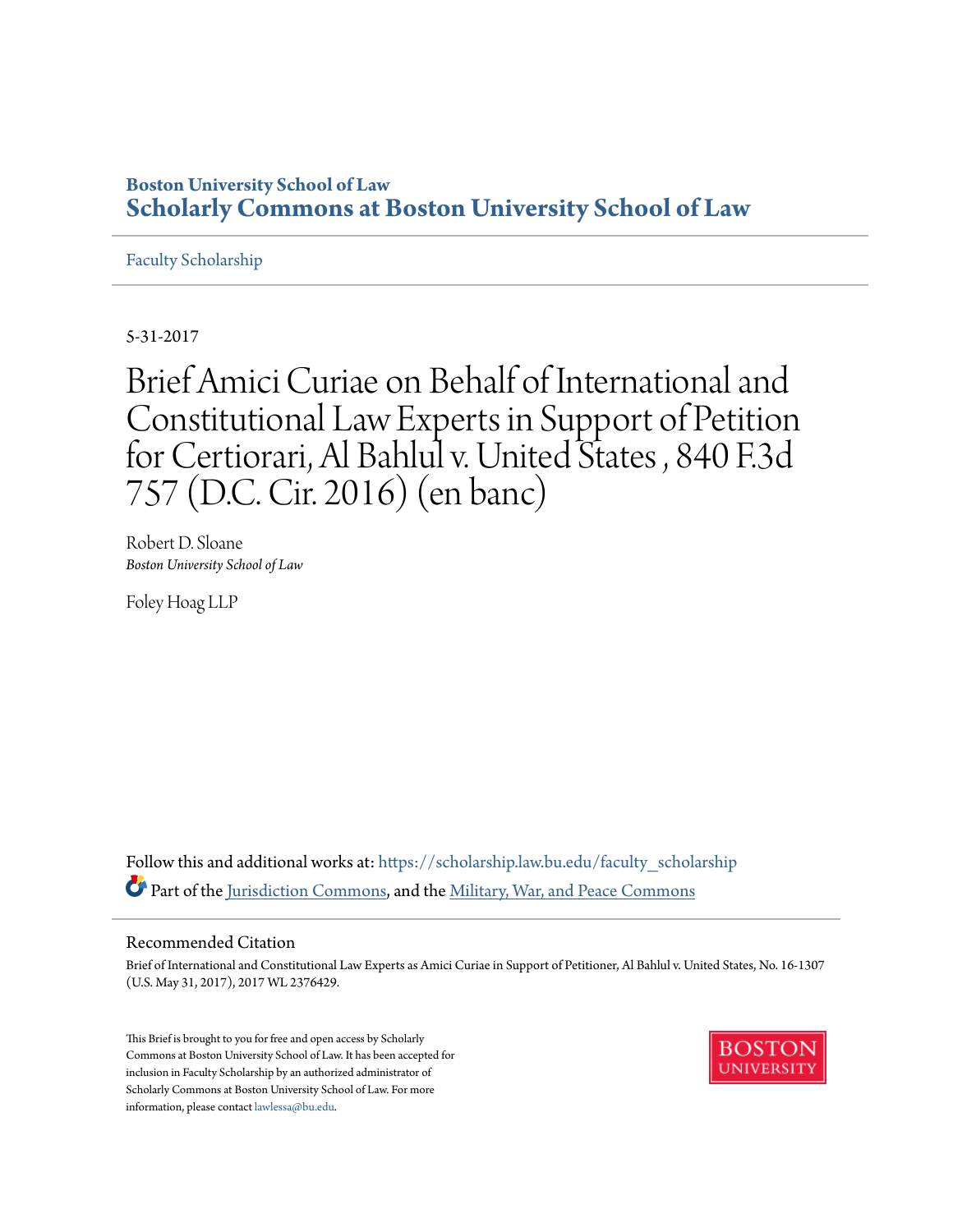**Boston University School of Law**

**Scholarly Commons at Boston University School of Law**

Faculty Scholarship

5-31-2017

# Brief Amici Curiae on Behalf of International and Constitutional Law Experts in Support of Petition for Certiorari, Al Bahlul v. United States , 840 F.3d 757 (D.C. Cir. 2016) (en banc)

Robert D. Sloane

*Boston University School of Law*

Foley Hoag LLP

Follow this and additional works at: https://scholarship.law.bu.edu/faculty_scholarship

Part of the Jurisdiction Commons, and the Military, War, and Peace Commons

## Recommended Citation

Brief of International and Constitutional Law Experts as Amici Curiae in Support of Petitioner, Al Bahlul v. United States, No. 16-1307 (U.S. May 31, 2017), 2017 WL 2376429.

This Brief is brought to you for free and open access by Scholarly Commons at Boston University School of Law. It has been accepted for inclusion in Faculty Scholarship by an authorized administrator of Scholarly Commons at Boston University School of Law. For more information, please contact lawlessa@bu.edu.

BOSTON UNIVERSITY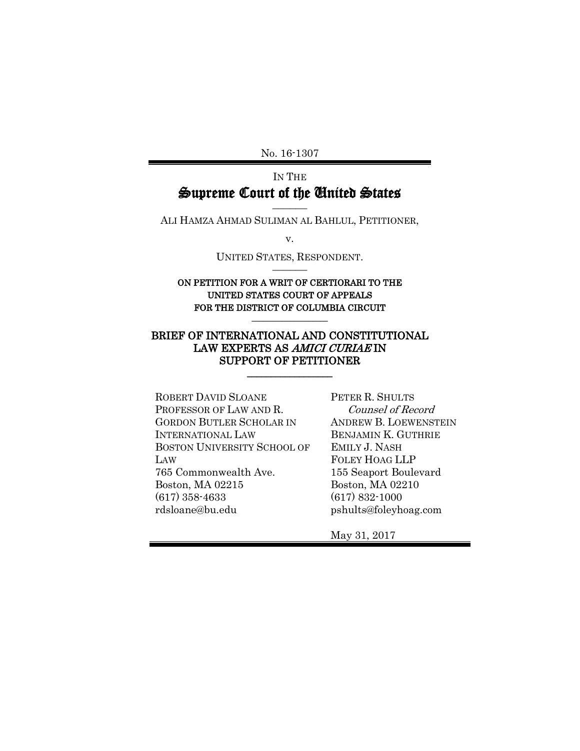No. 16-1307

IN THE

# Supreme Court of the United States

———

ALI HAMZA AHMAD SULIMAN AL BAHLUL, PETITIONER,

v.

UNITED STATES, RESPONDENT.

———

**ON PETITION FOR A WRIT OF CERTIORARI TO THE UNITED STATES COURT OF APPEALS FOR THE DISTRICT OF COLUMBIA CIRCUIT**

———

## BRIEF OF INTERNATIONAL AND CONSTITUTIONAL LAW EXPERTS AS *AMICI CURIAE* IN SUPPORT OF PETITIONER

———

ROBERT DAVID SLOANE
PROFESSOR OF LAW AND R. GORDON BUTLER SCHOLAR IN INTERNATIONAL LAW
BOSTON UNIVERSITY SCHOOL OF LAW
765 Commonwealth Ave.
Boston, MA 02215
(617) 358-4633
rdsloane@bu.edu

PETER R. SHULTS
*Counsel of Record*
ANDREW B. LOEWENSTEIN
BENJAMIN K. GUTHRIE
EMILY J. NASH
FOLEY HOAG LLP
155 Seaport Boulevard
Boston, MA 02210
(617) 832-1000
pshults@foleyhoag.com

May 31, 2017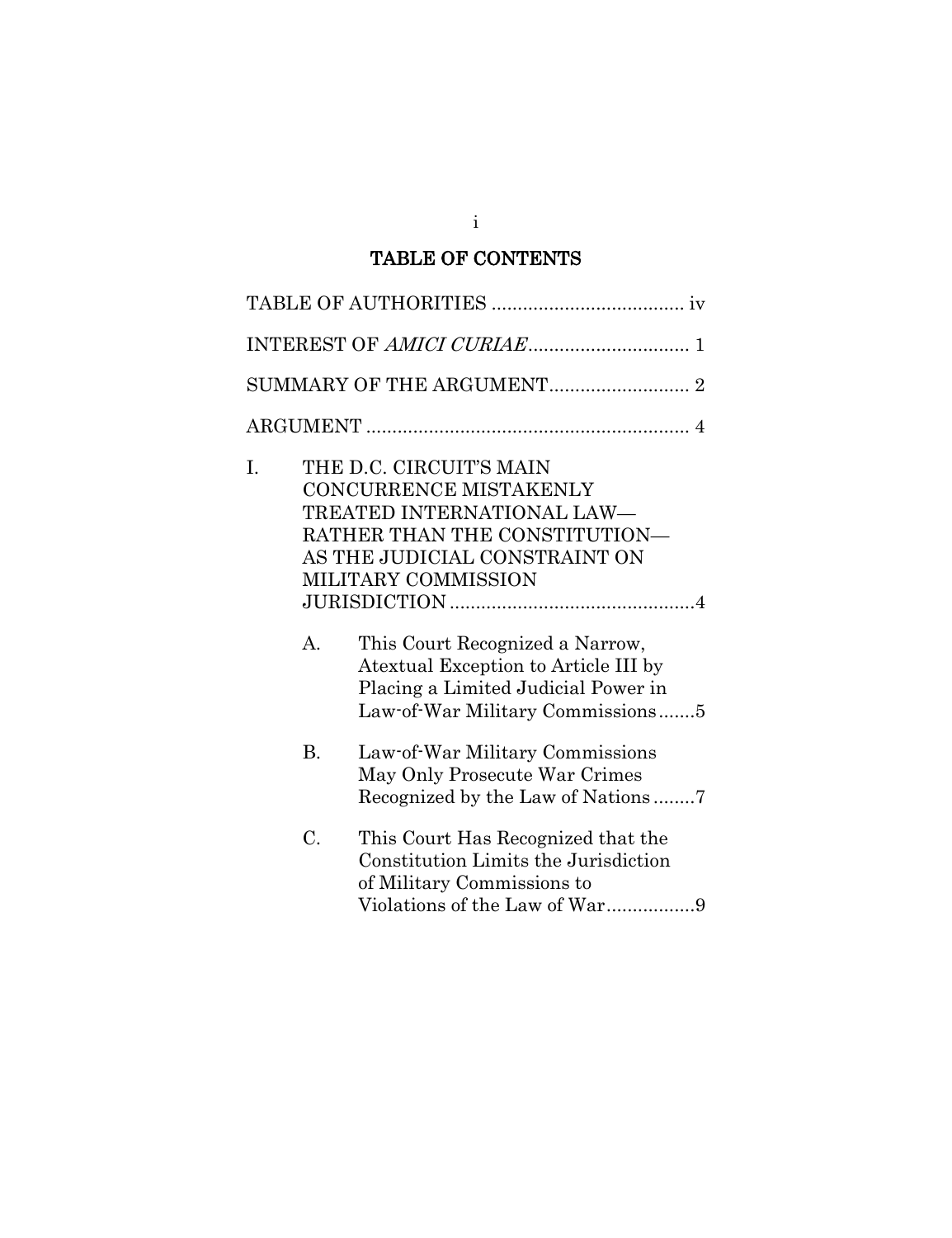# TABLE OF CONTENTS

TABLE OF AUTHORITIES .................................... iv

INTEREST OF *AMICI CURIAE*.............................. 1

SUMMARY OF THE ARGUMENT.......................... 2

ARGUMENT ............................................................. 4

I. THE D.C. CIRCUIT'S MAIN CONCURRENCE MISTAKENLY TREATED INTERNATIONAL LAW—RATHER THAN THE CONSTITUTION—AS THE JUDICIAL CONSTRAINT ON MILITARY COMMISSION JURISDICTION ..............................................4

   A. This Court Recognized a Narrow, Atextual Exception to Article III by Placing a Limited Judicial Power in Law-of-War Military Commissions.......5

   B. Law-of-War Military Commissions May Only Prosecute War Crimes Recognized by the Law of Nations........7

   C. This Court Has Recognized that the Constitution Limits the Jurisdiction of Military Commissions to Violations of the Law of War.................9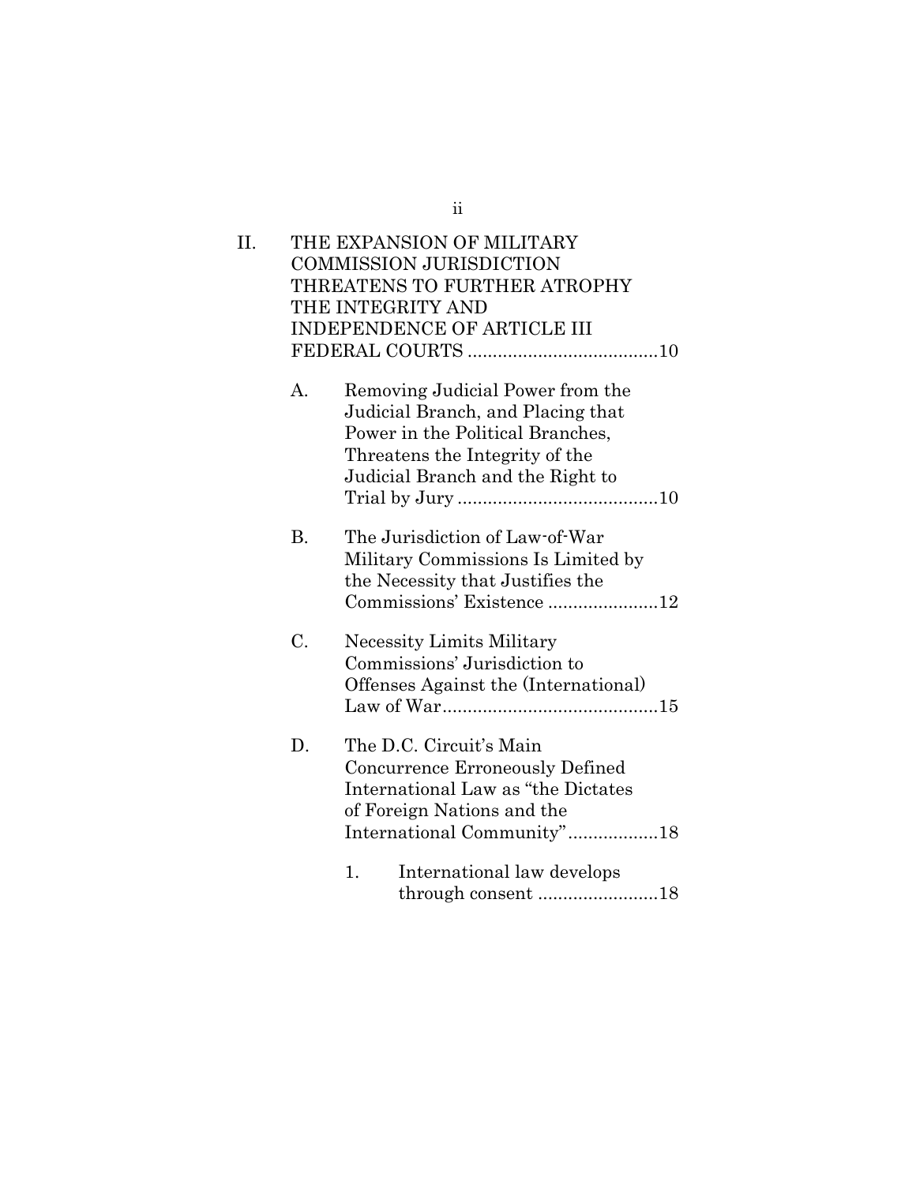II. THE EXPANSION OF MILITARY COMMISSION JURISDICTION THREATENS TO FURTHER ATROPHY THE INTEGRITY AND INDEPENDENCE OF ARTICLE III FEDERAL COURTS ....................................10

   A. Removing Judicial Power from the Judicial Branch, and Placing that Power in the Political Branches, Threatens the Integrity of the Judicial Branch and the Right to Trial by Jury ........................................10

   B. The Jurisdiction of Law-of-War Military Commissions Is Limited by the Necessity that Justifies the Commissions' Existence ......................12

   C. Necessity Limits Military Commissions' Jurisdiction to Offenses Against the (International) Law of War...........................................15

   D. The D.C. Circuit's Main Concurrence Erroneously Defined International Law as "the Dictates of Foreign Nations and the International Community"..................18

      1. International law develops through consent ........................18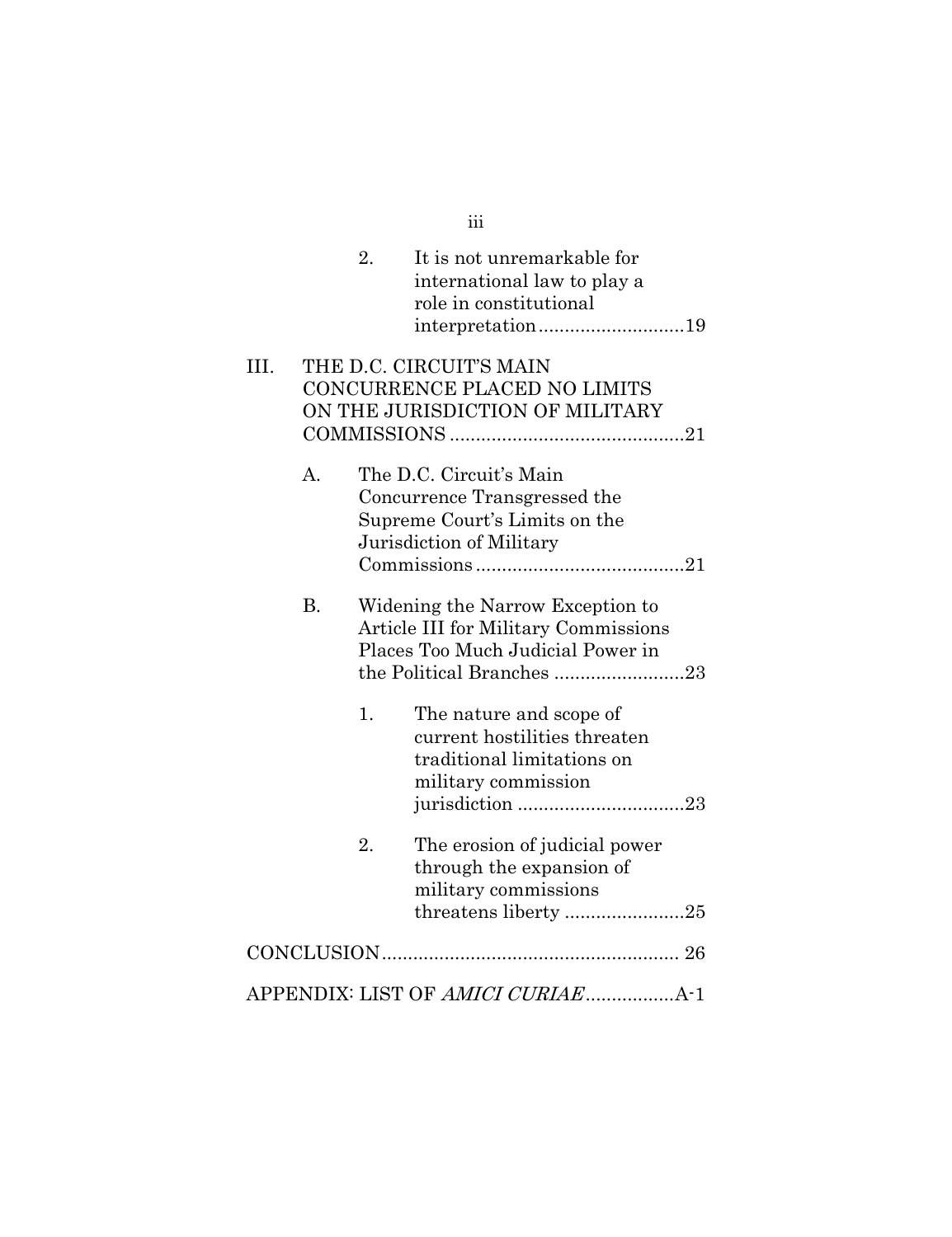2. It is not unremarkable for international law to play a role in constitutional interpretation............................19

III. THE D.C. CIRCUIT'S MAIN CONCURRENCE PLACED NO LIMITS ON THE JURISDICTION OF MILITARY COMMISSIONS .............................................21

A. The D.C. Circuit's Main Concurrence Transgressed the Supreme Court's Limits on the Jurisdiction of Military Commissions........................................21

B. Widening the Narrow Exception to Article III for Military Commissions Places Too Much Judicial Power in the Political Branches .........................23

1. The nature and scope of current hostilities threaten traditional limitations on military commission jurisdiction ................................23

2. The erosion of judicial power through the expansion of military commissions threatens liberty .......................25

CONCLUSION......................................................... 26

APPENDIX: LIST OF *AMICI CURIAE*.................A-1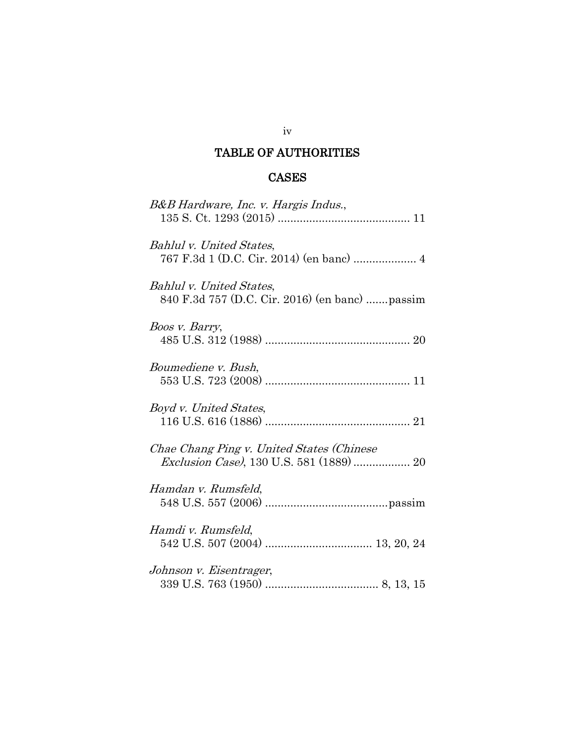# TABLE OF AUTHORITIES

## CASES

*B&B Hardware, Inc. v. Hargis Indus.*,
135 S. Ct. 1293 (2015) .......................................... 11

*Bahlul v. United States*,
767 F.3d 1 (D.C. Cir. 2014) (en banc) .................... 4

*Bahlul v. United States*,
840 F.3d 757 (D.C. Cir. 2016) (en banc) .......passim

*Boos v. Barry*,
485 U.S. 312 (1988) .............................................. 20

*Boumediene v. Bush*,
553 U.S. 723 (2008) .............................................. 11

*Boyd v. United States*,
116 U.S. 616 (1886) .............................................. 21

*Chae Chang Ping v. United States (Chinese Exclusion Case)*, 130 U.S. 581 (1889) .................. 20

*Hamdan v. Rumsfeld*,
548 U.S. 557 (2006) .......................................passim

*Hamdi v. Rumsfeld*,
542 U.S. 507 (2004) .................................. 13, 20, 24

*Johnson v. Eisentrager*,
339 U.S. 763 (1950) .................................... 8, 13, 15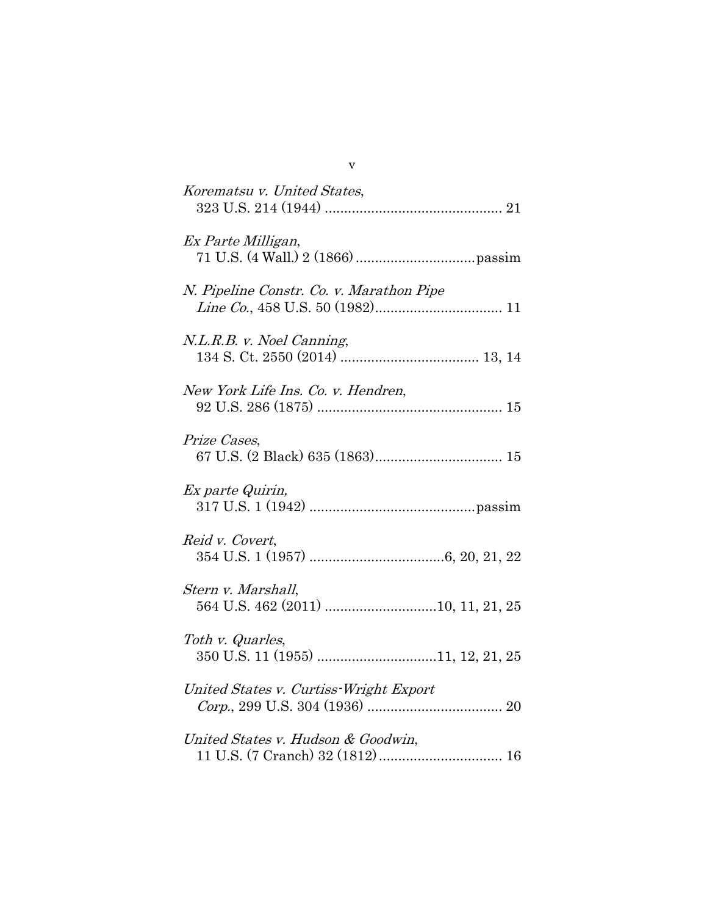*Korematsu v. United States*,
323 U.S. 214 (1944) ............................................. 21

*Ex Parte Milligan*,
71 U.S. (4 Wall.) 2 (1866) ...............................passim

*N. Pipeline Constr. Co. v. Marathon Pipe Line Co.*, 458 U.S. 50 (1982)................................. 11

*N.L.R.B. v. Noel Canning*,
134 S. Ct. 2550 (2014) .................................... 13, 14

*New York Life Ins. Co. v. Hendren*,
92 U.S. 286 (1875) ................................................ 15

*Prize Cases*,
67 U.S. (2 Black) 635 (1863)................................. 15

*Ex parte Quirin,*
317 U.S. 1 (1942) ...........................................passim

*Reid v. Covert*,
354 U.S. 1 (1957) ...................................6, 20, 21, 22

*Stern v. Marshall*,
564 U.S. 462 (2011) .............................10, 11, 21, 25

*Toth v. Quarles*,
350 U.S. 11 (1955) ...............................11, 12, 21, 25

*United States v. Curtiss-Wright Export Corp.*, 299 U.S. 304 (1936) ................................... 20

*United States v. Hudson & Goodwin*,
11 U.S. (7 Cranch) 32 (1812)................................ 16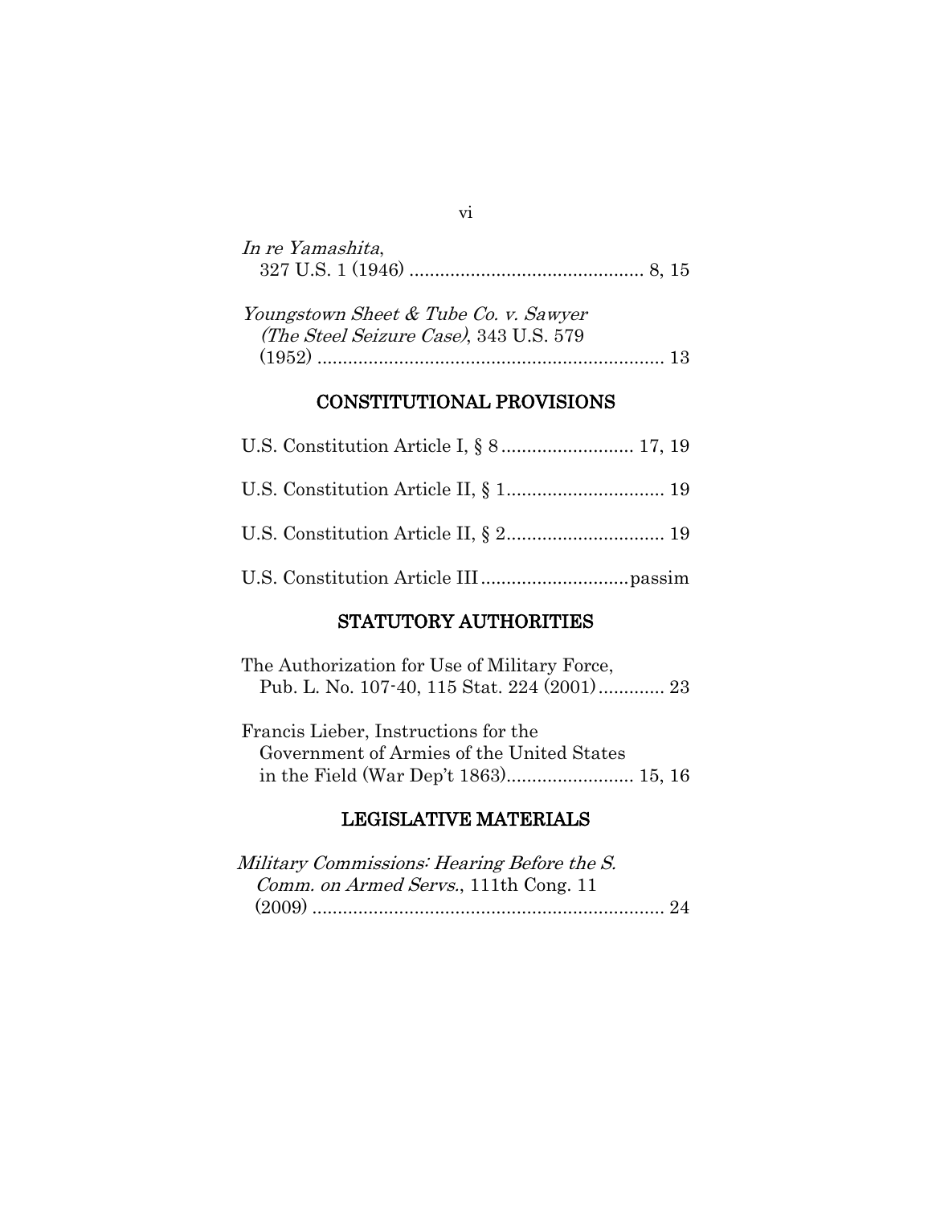*In re Yamashita*,
327 U.S. 1 (1946) .............................................. 8, 15

*Youngstown Sheet & Tube Co. v. Sawyer (The Steel Seizure Case)*, 343 U.S. 579 (1952) .................................................................... 13

## CONSTITUTIONAL PROVISIONS

U.S. Constitution Article I, § 8 .......................... 17, 19

U.S. Constitution Article II, § 1............................... 19

U.S. Constitution Article II, § 2............................... 19

U.S. Constitution Article III .............................passim

## STATUTORY AUTHORITIES

The Authorization for Use of Military Force, Pub. L. No. 107-40, 115 Stat. 224 (2001)............. 23

Francis Lieber, Instructions for the Government of Armies of the United States in the Field (War Dep't 1863)......................... 15, 16

## LEGISLATIVE MATERIALS

*Military Commissions: Hearing Before the S. Comm. on Armed Servs.*, 111th Cong. 11 (2009) ...................................................................... 24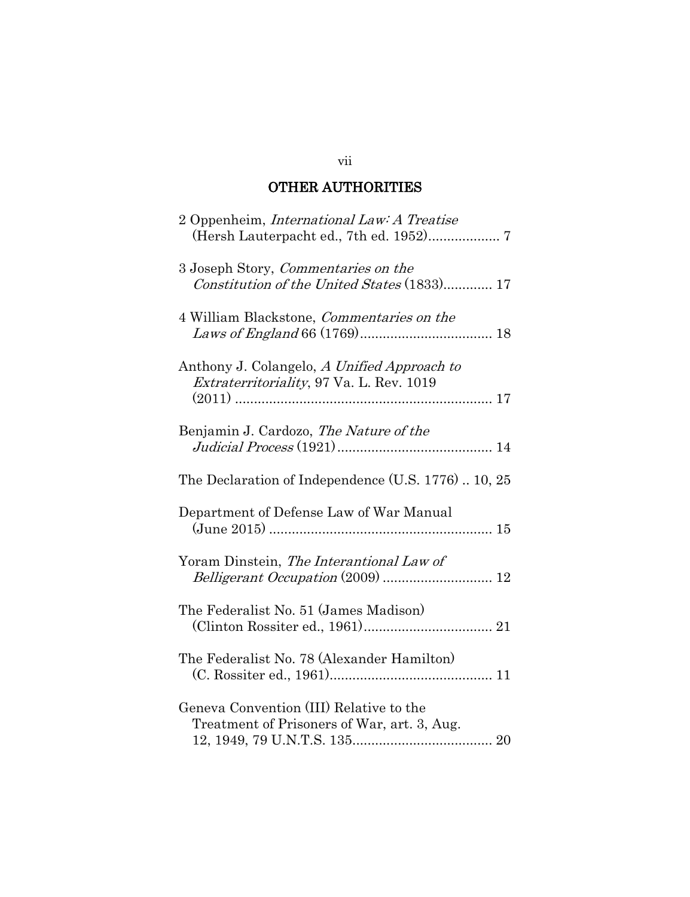## OTHER AUTHORITIES

2 Oppenheim, *International Law: A Treatise* (Hersh Lauterpacht ed., 7th ed. 1952).................. 7

3 Joseph Story, *Commentaries on the Constitution of the United States* (1833)............. 17

4 William Blackstone, *Commentaries on the Laws of England* 66 (1769)................................... 18

Anthony J. Colangelo, *A Unified Approach to Extraterritoriality*, 97 Va. L. Rev. 1019 (2011) .................................................................... 17

Benjamin J. Cardozo, *The Nature of the Judicial Process* (1921)......................................... 14

The Declaration of Independence (U.S. 1776) .. 10, 25

Department of Defense Law of War Manual (June 2015) ........................................................... 15

Yoram Dinstein, *The Interantional Law of Belligerent Occupation* (2009) ............................. 12

The Federalist No. 51 (James Madison) (Clinton Rossiter ed., 1961).................................. 21

The Federalist No. 78 (Alexander Hamilton) (C. Rossiter ed., 1961)........................................... 11

Geneva Convention (III) Relative to the Treatment of Prisoners of War, art. 3, Aug. 12, 1949, 79 U.N.T.S. 135..................................... 20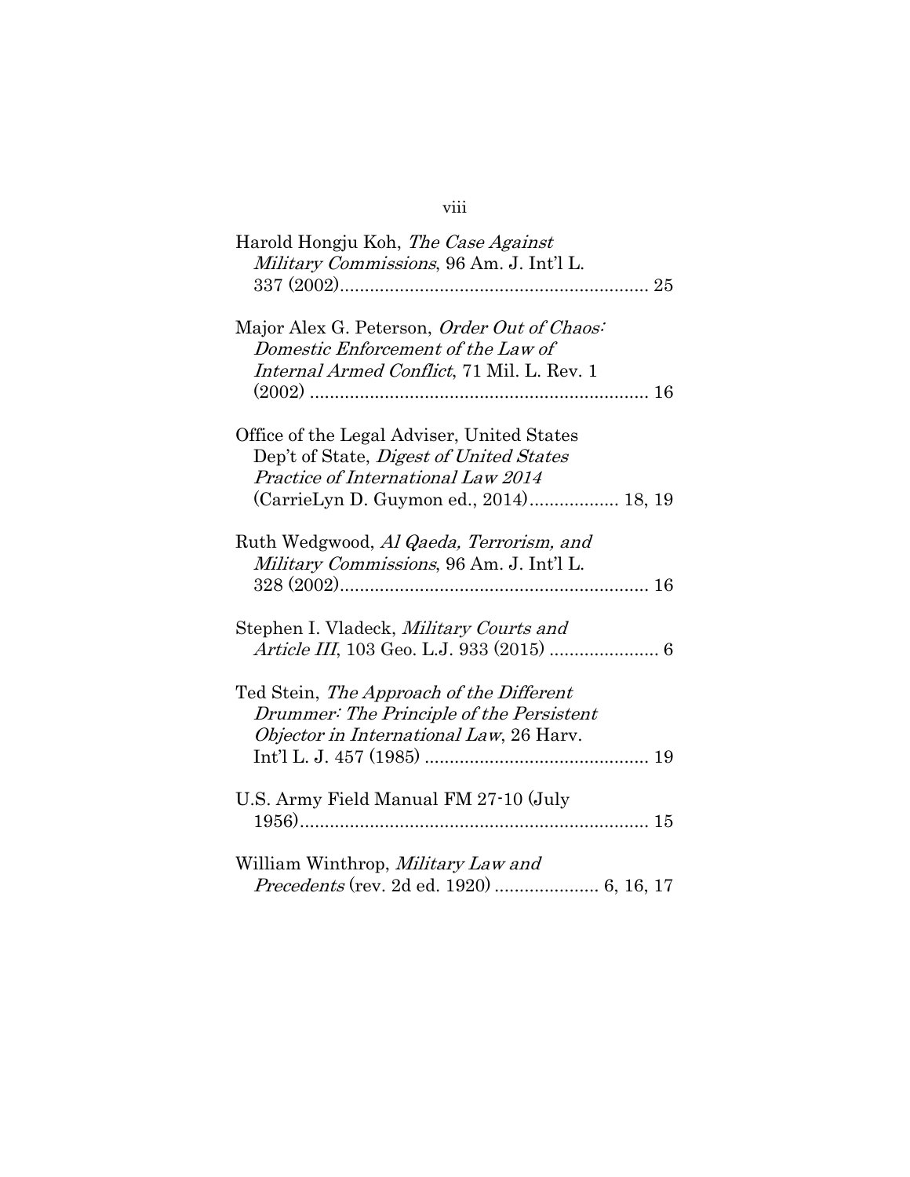Harold Hongju Koh, *The Case Against Military Commissions*, 96 Am. J. Int'l L. 337 (2002)............................................................. 25

Major Alex G. Peterson, *Order Out of Chaos: Domestic Enforcement of the Law of Internal Armed Conflict*, 71 Mil. L. Rev. 1 (2002) .................................................................... 16

Office of the Legal Adviser, United States Dep't of State, *Digest of United States Practice of International Law 2014* (CarrieLyn D. Guymon ed., 2014).................. 18, 19

Ruth Wedgwood, *Al Qaeda, Terrorism, and Military Commissions*, 96 Am. J. Int'l L. 328 (2002)............................................................. 16

Stephen I. Vladeck, *Military Courts and Article III*, 103 Geo. L.J. 933 (2015) ...................... 6

Ted Stein, *The Approach of the Different Drummer: The Principle of the Persistent Objector in International Law*, 26 Harv. Int'l L. J. 457 (1985) ............................................ 19

U.S. Army Field Manual FM 27-10 (July 1956)..................................................................... 15

William Winthrop, *Military Law and Precedents* (rev. 2d ed. 1920) ..................... 6, 16, 17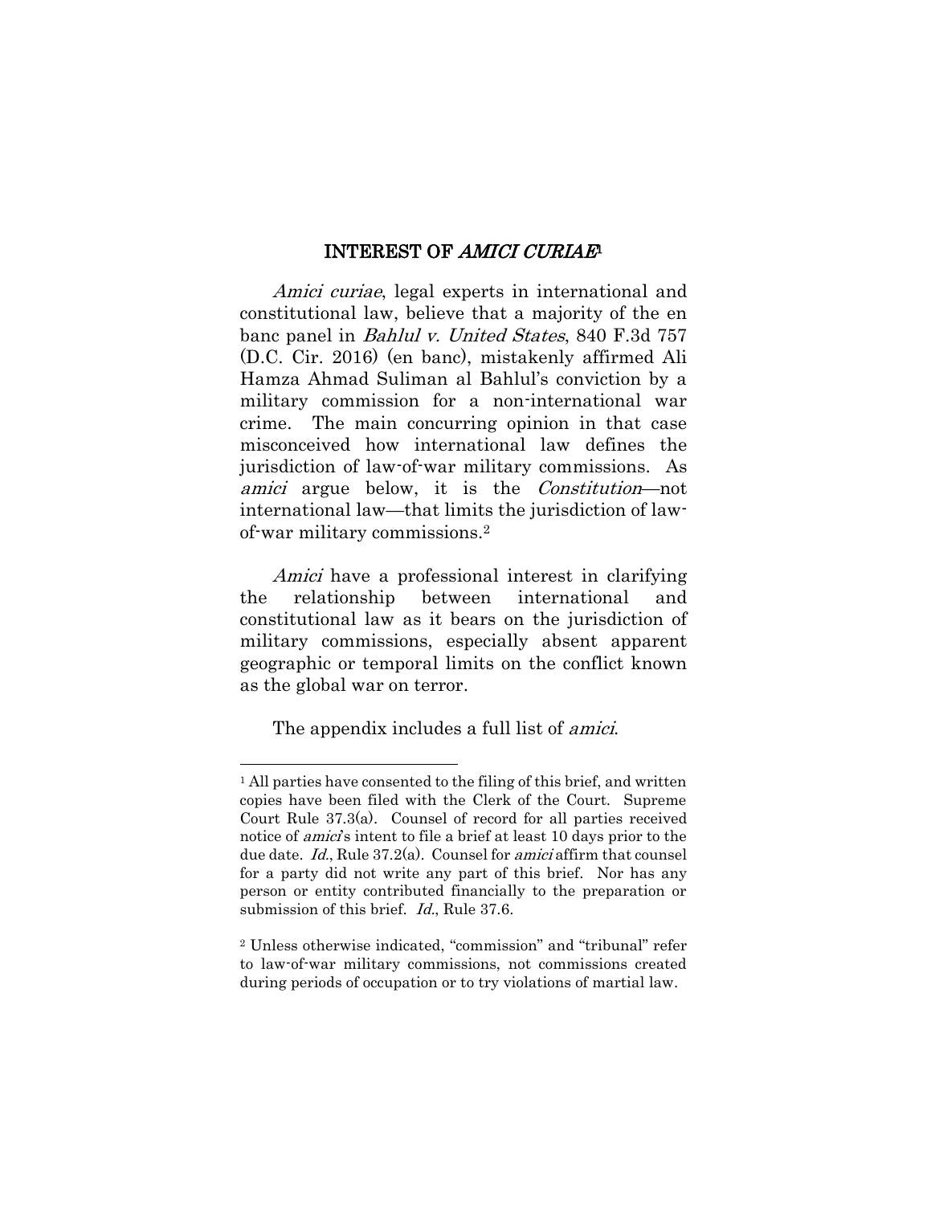## INTEREST OF *AMICI CURIAE*[1]

*Amici curiae*, legal experts in international and constitutional law, believe that a majority of the en banc panel in *Bahlul v. United States*, 840 F.3d 757 (D.C. Cir. 2016) (en banc), mistakenly affirmed Ali Hamza Ahmad Suliman al Bahlul's conviction by a military commission for a non-international war crime. The main concurring opinion in that case misconceived how international law defines the jurisdiction of law-of-war military commissions. As *amici* argue below, it is the *Constitution*—not international law—that limits the jurisdiction of law-of-war military commissions.[2]

*Amici* have a professional interest in clarifying the relationship between international and constitutional law as it bears on the jurisdiction of military commissions, especially absent apparent geographic or temporal limits on the conflict known as the global war on terror.

The appendix includes a full list of *amici*.

---

[1] All parties have consented to the filing of this brief, and written copies have been filed with the Clerk of the Court. Supreme Court Rule 37.3(a). Counsel of record for all parties received notice of *amici*'s intent to file a brief at least 10 days prior to the due date. *Id.*, Rule 37.2(a). Counsel for *amici* affirm that counsel for a party did not write any part of this brief. Nor has any person or entity contributed financially to the preparation or submission of this brief. *Id.*, Rule 37.6.

[2] Unless otherwise indicated, "commission" and "tribunal" refer to law-of-war military commissions, not commissions created during periods of occupation or to try violations of martial law.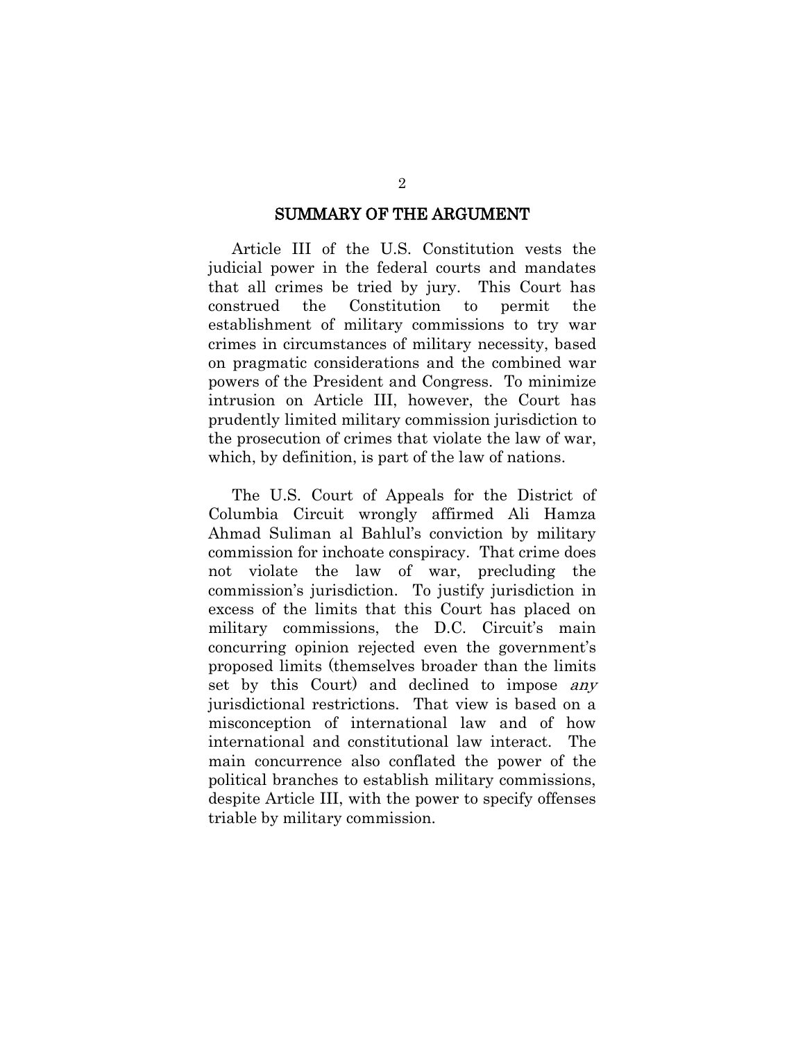## SUMMARY OF THE ARGUMENT

Article III of the U.S. Constitution vests the judicial power in the federal courts and mandates that all crimes be tried by jury. This Court has construed the Constitution to permit the establishment of military commissions to try war crimes in circumstances of military necessity, based on pragmatic considerations and the combined war powers of the President and Congress. To minimize intrusion on Article III, however, the Court has prudently limited military commission jurisdiction to the prosecution of crimes that violate the law of war, which, by definition, is part of the law of nations.

The U.S. Court of Appeals for the District of Columbia Circuit wrongly affirmed Ali Hamza Ahmad Suliman al Bahlul's conviction by military commission for inchoate conspiracy. That crime does not violate the law of war, precluding the commission's jurisdiction. To justify jurisdiction in excess of the limits that this Court has placed on military commissions, the D.C. Circuit's main concurring opinion rejected even the government's proposed limits (themselves broader than the limits set by this Court) and declined to impose *any* jurisdictional restrictions. That view is based on a misconception of international law and of how international and constitutional law interact. The main concurrence also conflated the power of the political branches to establish military commissions, despite Article III, with the power to specify offenses triable by military commission.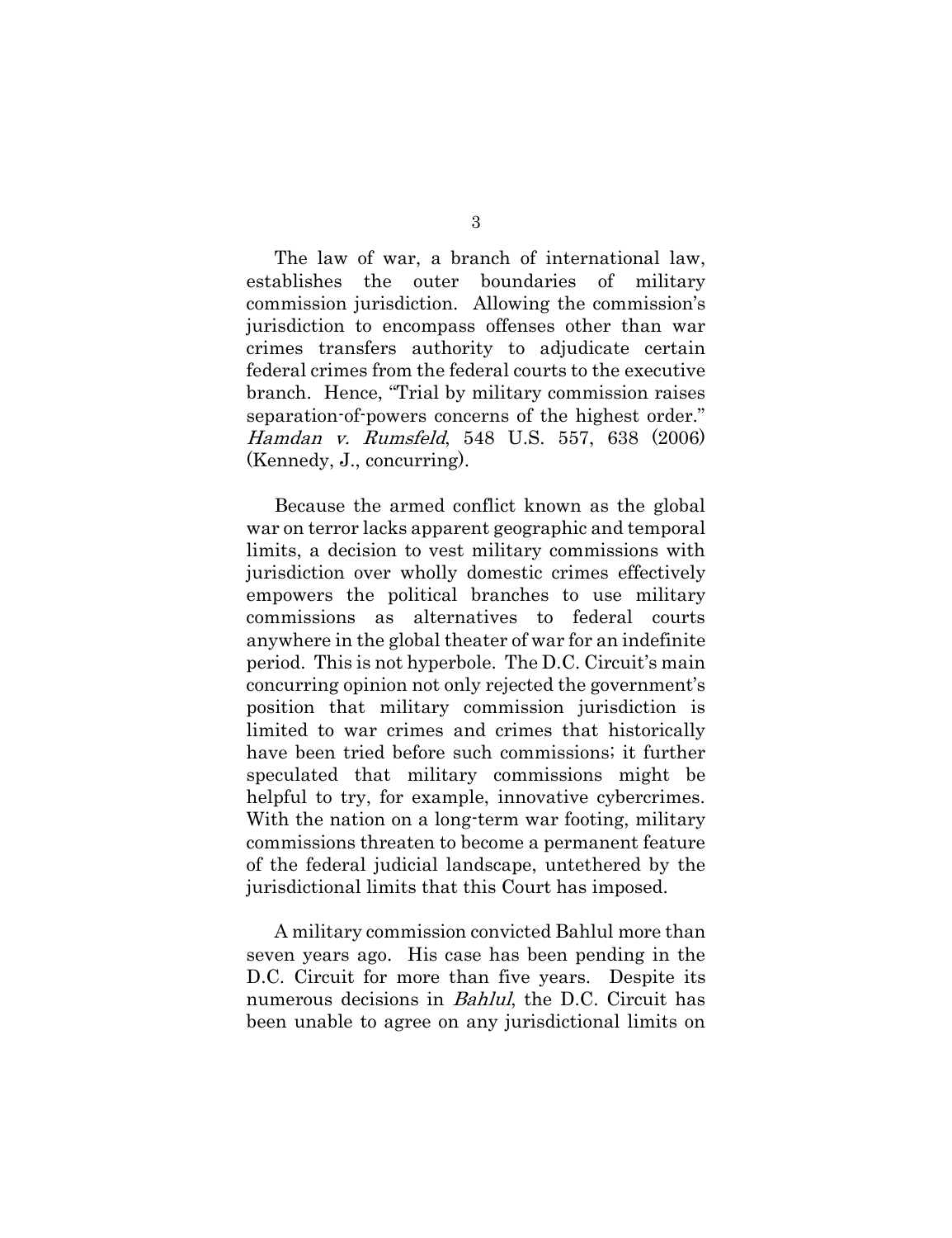The law of war, a branch of international law, establishes the outer boundaries of military commission jurisdiction. Allowing the commission's jurisdiction to encompass offenses other than war crimes transfers authority to adjudicate certain federal crimes from the federal courts to the executive branch. Hence, "Trial by military commission raises separation-of-powers concerns of the highest order." *Hamdan v. Rumsfeld*, 548 U.S. 557, 638 (2006) (Kennedy, J., concurring).

Because the armed conflict known as the global war on terror lacks apparent geographic and temporal limits, a decision to vest military commissions with jurisdiction over wholly domestic crimes effectively empowers the political branches to use military commissions as alternatives to federal courts anywhere in the global theater of war for an indefinite period. This is not hyperbole. The D.C. Circuit's main concurring opinion not only rejected the government's position that military commission jurisdiction is limited to war crimes and crimes that historically have been tried before such commissions; it further speculated that military commissions might be helpful to try, for example, innovative cybercrimes. With the nation on a long-term war footing, military commissions threaten to become a permanent feature of the federal judicial landscape, untethered by the jurisdictional limits that this Court has imposed.

A military commission convicted Bahlul more than seven years ago. His case has been pending in the D.C. Circuit for more than five years. Despite its numerous decisions in *Bahlul*, the D.C. Circuit has been unable to agree on any jurisdictional limits on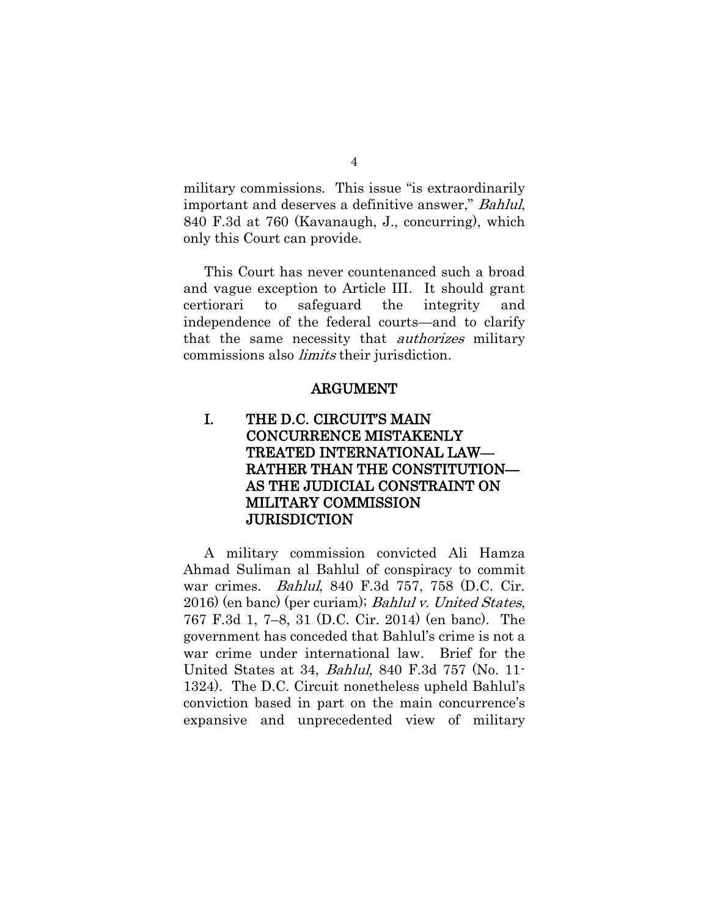military commissions. This issue "is extraordinarily important and deserves a definitive answer," *Bahlul*, 840 F.3d at 760 (Kavanaugh, J., concurring), which only this Court can provide.

This Court has never countenanced such a broad and vague exception to Article III. It should grant certiorari to safeguard the integrity and independence of the federal courts—and to clarify that the same necessity that *authorizes* military commissions also *limits* their jurisdiction.

## ARGUMENT

### I. THE D.C. CIRCUIT'S MAIN CONCURRENCE MISTAKENLY TREATED INTERNATIONAL LAW—RATHER THAN THE CONSTITUTION—AS THE JUDICIAL CONSTRAINT ON MILITARY COMMISSION JURISDICTION

A military commission convicted Ali Hamza Ahmad Suliman al Bahlul of conspiracy to commit war crimes. *Bahlul*, 840 F.3d 757, 758 (D.C. Cir. 2016) (en banc) (per curiam); *Bahlul v. United States*, 767 F.3d 1, 7–8, 31 (D.C. Cir. 2014) (en banc). The government has conceded that Bahlul's crime is not a war crime under international law. Brief for the United States at 34, *Bahlul*, 840 F.3d 757 (No. 11-1324). The D.C. Circuit nonetheless upheld Bahlul's conviction based in part on the main concurrence's expansive and unprecedented view of military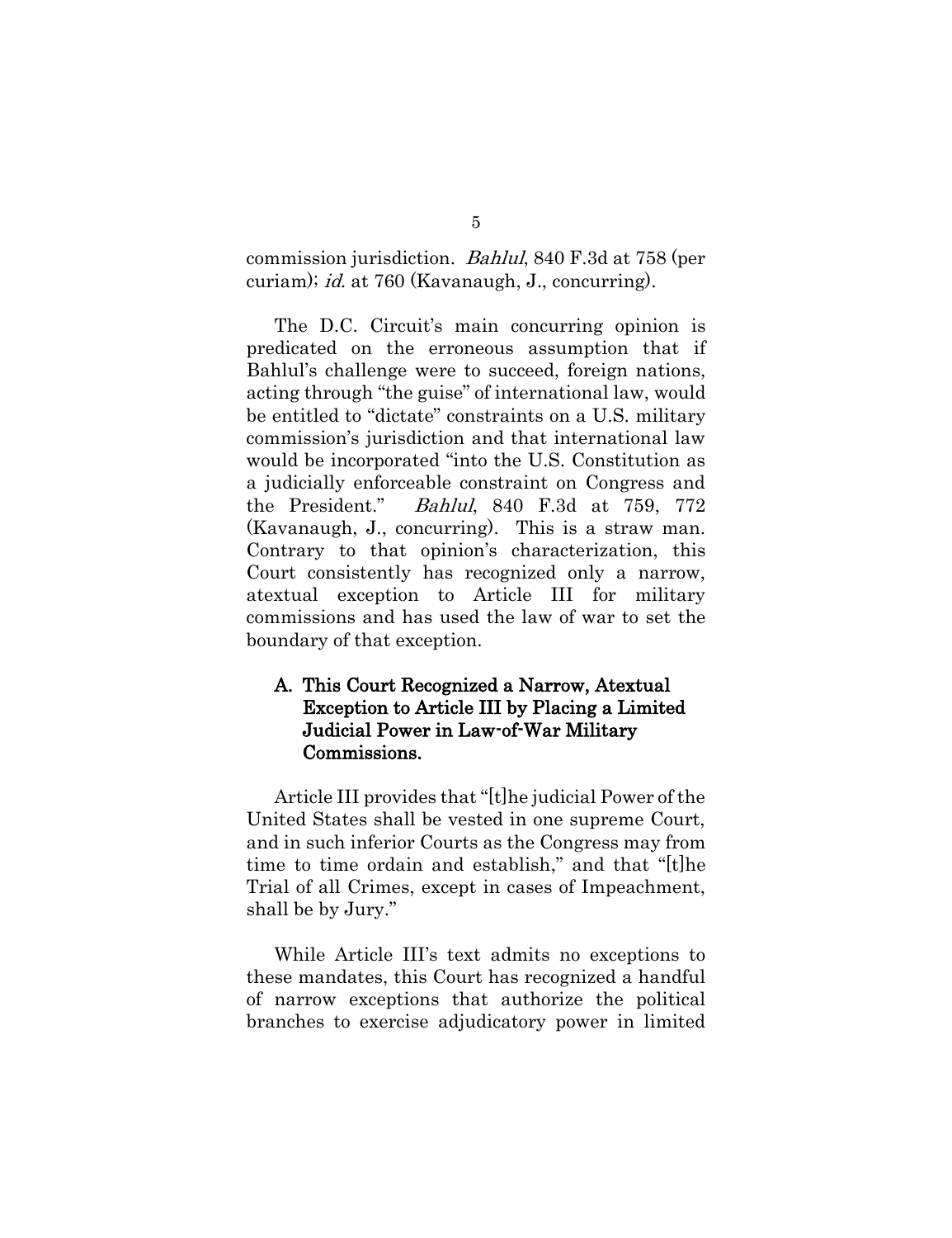commission jurisdiction. *Bahlul*, 840 F.3d at 758 (per curiam); *id.* at 760 (Kavanaugh, J., concurring).

The D.C. Circuit's main concurring opinion is predicated on the erroneous assumption that if Bahlul's challenge were to succeed, foreign nations, acting through "the guise" of international law, would be entitled to "dictate" constraints on a U.S. military commission's jurisdiction and that international law would be incorporated "into the U.S. Constitution as a judicially enforceable constraint on Congress and the President." *Bahlul*, 840 F.3d at 759, 772 (Kavanaugh, J., concurring). This is a straw man. Contrary to that opinion's characterization, this Court consistently has recognized only a narrow, atextual exception to Article III for military commissions and has used the law of war to set the boundary of that exception.

### A. This Court Recognized a Narrow, Atextual Exception to Article III by Placing a Limited Judicial Power in Law-of-War Military Commissions.

Article III provides that "[t]he judicial Power of the United States shall be vested in one supreme Court, and in such inferior Courts as the Congress may from time to time ordain and establish," and that "[t]he Trial of all Crimes, except in cases of Impeachment, shall be by Jury."

While Article III's text admits no exceptions to these mandates, this Court has recognized a handful of narrow exceptions that authorize the political branches to exercise adjudicatory power in limited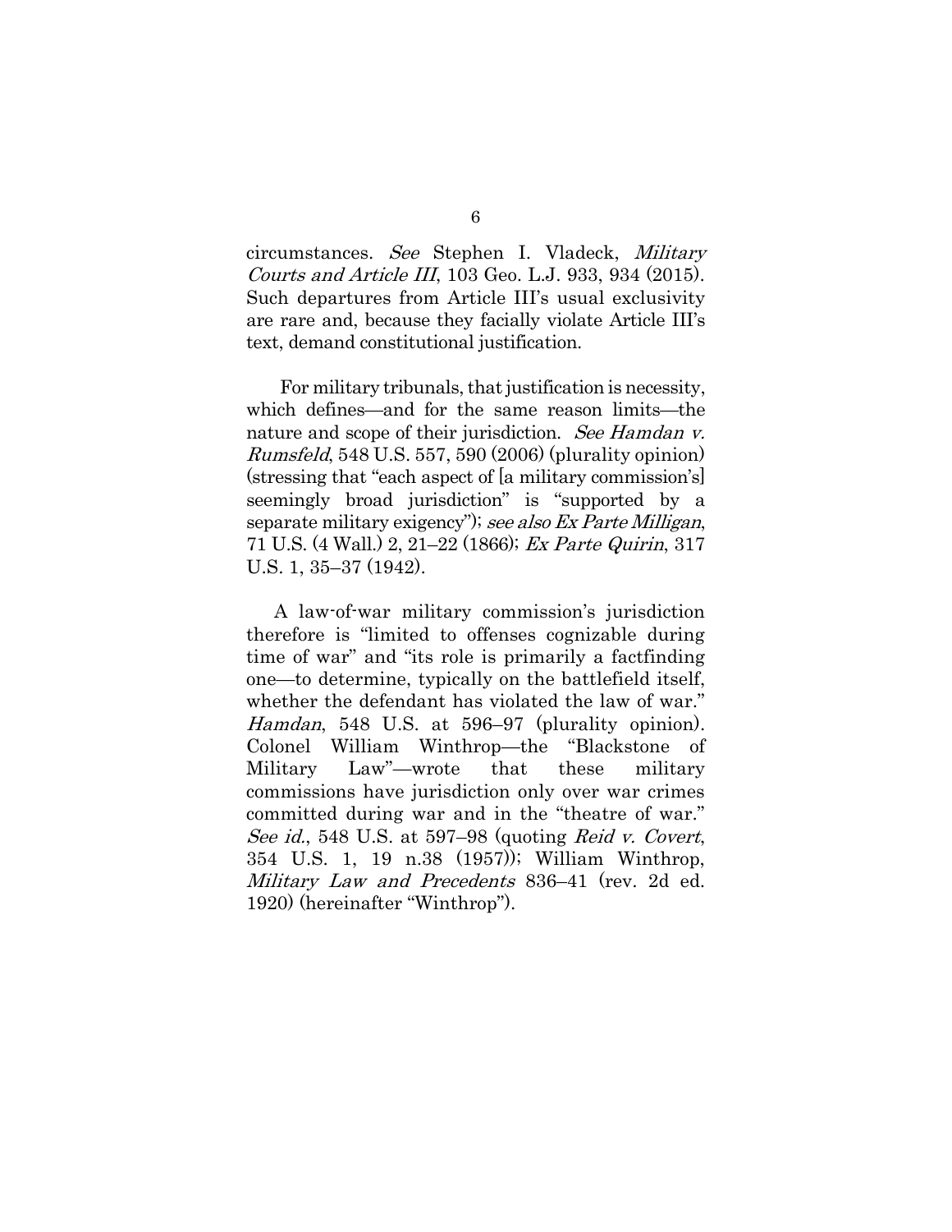circumstances. *See* Stephen I. Vladeck, *Military Courts and Article III*, 103 Geo. L.J. 933, 934 (2015). Such departures from Article III's usual exclusivity are rare and, because they facially violate Article III's text, demand constitutional justification.

For military tribunals, that justification is necessity, which defines—and for the same reason limits—the nature and scope of their jurisdiction. *See Hamdan v. Rumsfeld*, 548 U.S. 557, 590 (2006) (plurality opinion) (stressing that "each aspect of [a military commission's] seemingly broad jurisdiction" is "supported by a separate military exigency"); *see also Ex Parte Milligan*, 71 U.S. (4 Wall.) 2, 21–22 (1866); *Ex Parte Quirin*, 317 U.S. 1, 35–37 (1942).

A law-of-war military commission's jurisdiction therefore is "limited to offenses cognizable during time of war" and "its role is primarily a factfinding one—to determine, typically on the battlefield itself, whether the defendant has violated the law of war." *Hamdan*, 548 U.S. at 596–97 (plurality opinion). Colonel William Winthrop—the "Blackstone of Military Law"—wrote that these military commissions have jurisdiction only over war crimes committed during war and in the "theatre of war." *See id.*, 548 U.S. at 597–98 (quoting *Reid v. Covert*, 354 U.S. 1, 19 n.38 (1957)); William Winthrop, *Military Law and Precedents* 836–41 (rev. 2d ed. 1920) (hereinafter "Winthrop").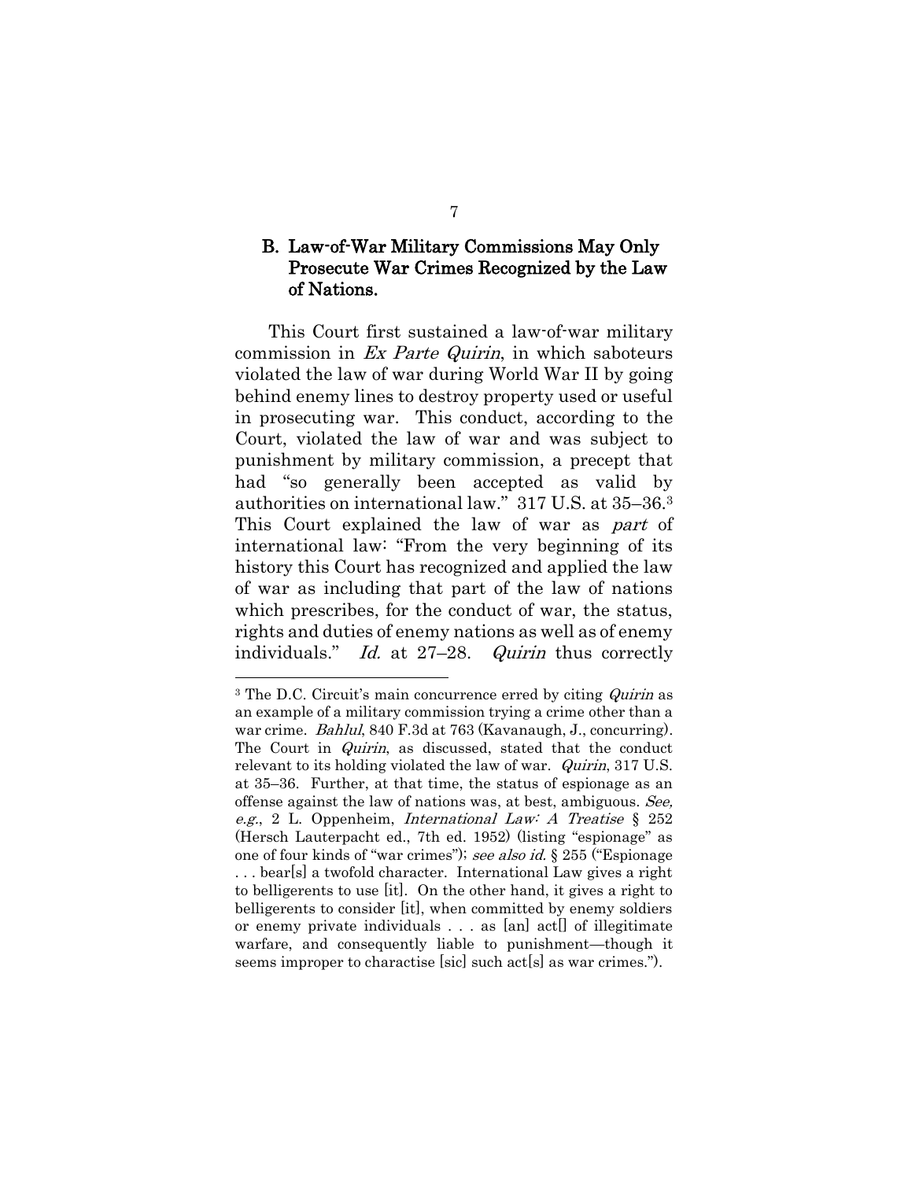### B. Law-of-War Military Commissions May Only Prosecute War Crimes Recognized by the Law of Nations.

This Court first sustained a law-of-war military commission in *Ex Parte Quirin*, in which saboteurs violated the law of war during World War II by going behind enemy lines to destroy property used or useful in prosecuting war. This conduct, according to the Court, violated the law of war and was subject to punishment by military commission, a precept that had "so generally been accepted as valid by authorities on international law." 317 U.S. at 35–36.[3] This Court explained the law of war as *part* of international law: "From the very beginning of its history this Court has recognized and applied the law of war as including that part of the law of nations which prescribes, for the conduct of war, the status, rights and duties of enemy nations as well as of enemy individuals." *Id.* at 27–28. *Quirin* thus correctly

---

[3] The D.C. Circuit's main concurrence erred by citing *Quirin* as an example of a military commission trying a crime other than a war crime. *Bahlul*, 840 F.3d at 763 (Kavanaugh, J., concurring). The Court in *Quirin*, as discussed, stated that the conduct relevant to its holding violated the law of war. *Quirin*, 317 U.S. at 35–36. Further, at that time, the status of espionage as an offense against the law of nations was, at best, ambiguous. *See, e.g.*, 2 L. Oppenheim, *International Law: A Treatise* § 252 (Hersch Lauterpacht ed., 7th ed. 1952) (listing "espionage" as one of four kinds of "war crimes"); *see also id.* § 255 ("Espionage . . . bear[s] a twofold character. International Law gives a right to belligerents to use [it]. On the other hand, it gives a right to belligerents to consider [it], when committed by enemy soldiers or enemy private individuals . . . as [an] act[] of illegitimate warfare, and consequently liable to punishment—though it seems improper to charactise [sic] such act[s] as war crimes.").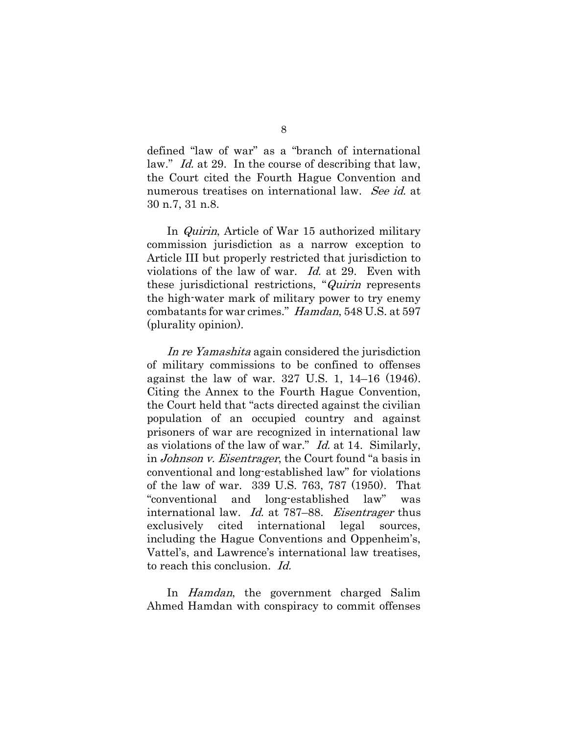defined "law of war" as a "branch of international law." *Id.* at 29. In the course of describing that law, the Court cited the Fourth Hague Convention and numerous treatises on international law. *See id.* at 30 n.7, 31 n.8.

In *Quirin*, Article of War 15 authorized military commission jurisdiction as a narrow exception to Article III but properly restricted that jurisdiction to violations of the law of war. *Id.* at 29. Even with these jurisdictional restrictions, "*Quirin* represents the high-water mark of military power to try enemy combatants for war crimes." *Hamdan*, 548 U.S. at 597 (plurality opinion).

*In re Yamashita* again considered the jurisdiction of military commissions to be confined to offenses against the law of war. 327 U.S. 1, 14–16 (1946). Citing the Annex to the Fourth Hague Convention, the Court held that "acts directed against the civilian population of an occupied country and against prisoners of war are recognized in international law as violations of the law of war." *Id.* at 14. Similarly, in *Johnson v. Eisentrager*, the Court found "a basis in conventional and long-established law" for violations of the law of war. 339 U.S. 763, 787 (1950). That "conventional and long-established law" was international law. *Id.* at 787–88. *Eisentrager* thus exclusively cited international legal sources, including the Hague Conventions and Oppenheim's, Vattel's, and Lawrence's international law treatises, to reach this conclusion. *Id.*

In *Hamdan*, the government charged Salim Ahmed Hamdan with conspiracy to commit offenses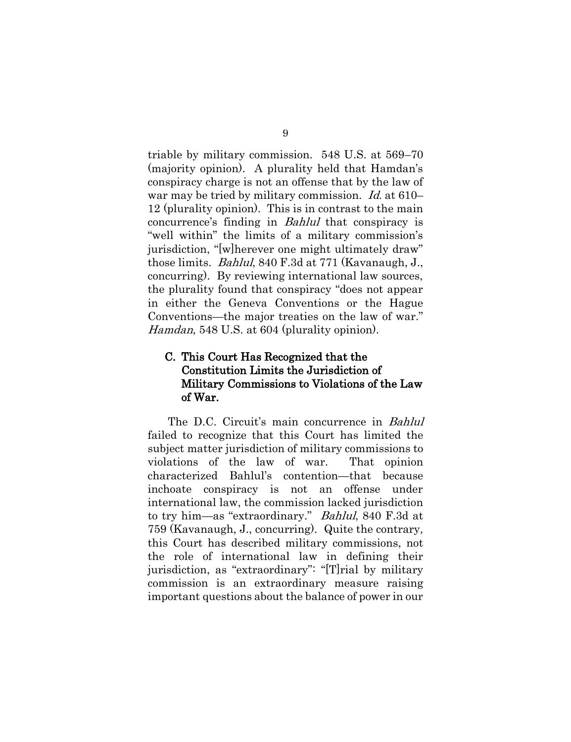triable by military commission. 548 U.S. at 569–70 (majority opinion). A plurality held that Hamdan's conspiracy charge is not an offense that by the law of war may be tried by military commission. *Id.* at 610–12 (plurality opinion). This is in contrast to the main concurrence's finding in *Bahlul* that conspiracy is "well within" the limits of a military commission's jurisdiction, "[w]herever one might ultimately draw" those limits. *Bahlul*, 840 F.3d at 771 (Kavanaugh, J., concurring). By reviewing international law sources, the plurality found that conspiracy "does not appear in either the Geneva Conventions or the Hague Conventions—the major treaties on the law of war." *Hamdan*, 548 U.S. at 604 (plurality opinion).

### C. This Court Has Recognized that the Constitution Limits the Jurisdiction of Military Commissions to Violations of the Law of War.

The D.C. Circuit's main concurrence in *Bahlul* failed to recognize that this Court has limited the subject matter jurisdiction of military commissions to violations of the law of war. That opinion characterized Bahlul's contention—that because inchoate conspiracy is not an offense under international law, the commission lacked jurisdiction to try him—as "extraordinary." *Bahlul*, 840 F.3d at 759 (Kavanaugh, J., concurring). Quite the contrary, this Court has described military commissions, not the role of international law in defining their jurisdiction, as "extraordinary": "[T]rial by military commission is an extraordinary measure raising important questions about the balance of power in our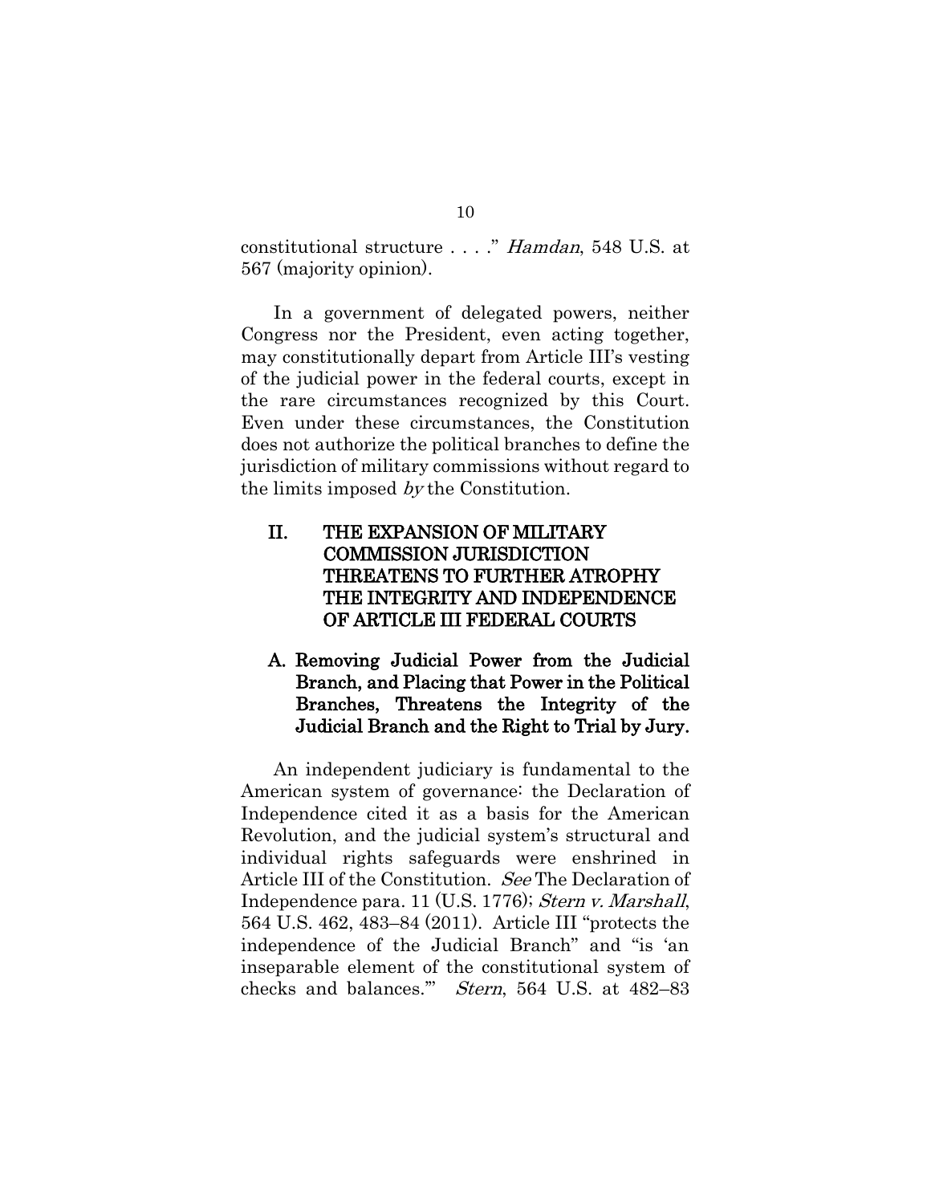constitutional structure . . . ." *Hamdan*, 548 U.S. at 567 (majority opinion).

In a government of delegated powers, neither Congress nor the President, even acting together, may constitutionally depart from Article III's vesting of the judicial power in the federal courts, except in the rare circumstances recognized by this Court. Even under these circumstances, the Constitution does not authorize the political branches to define the jurisdiction of military commissions without regard to the limits imposed *by* the Constitution.

## II. THE EXPANSION OF MILITARY COMMISSION JURISDICTION THREATENS TO FURTHER ATROPHY THE INTEGRITY AND INDEPENDENCE OF ARTICLE III FEDERAL COURTS

### A. Removing Judicial Power from the Judicial Branch, and Placing that Power in the Political Branches, Threatens the Integrity of the Judicial Branch and the Right to Trial by Jury.

An independent judiciary is fundamental to the American system of governance: the Declaration of Independence cited it as a basis for the American Revolution, and the judicial system's structural and individual rights safeguards were enshrined in Article III of the Constitution. *See* The Declaration of Independence para. 11 (U.S. 1776); *Stern v. Marshall*, 564 U.S. 462, 483–84 (2011). Article III "protects the independence of the Judicial Branch" and "is 'an inseparable element of the constitutional system of checks and balances.'" *Stern*, 564 U.S. at 482–83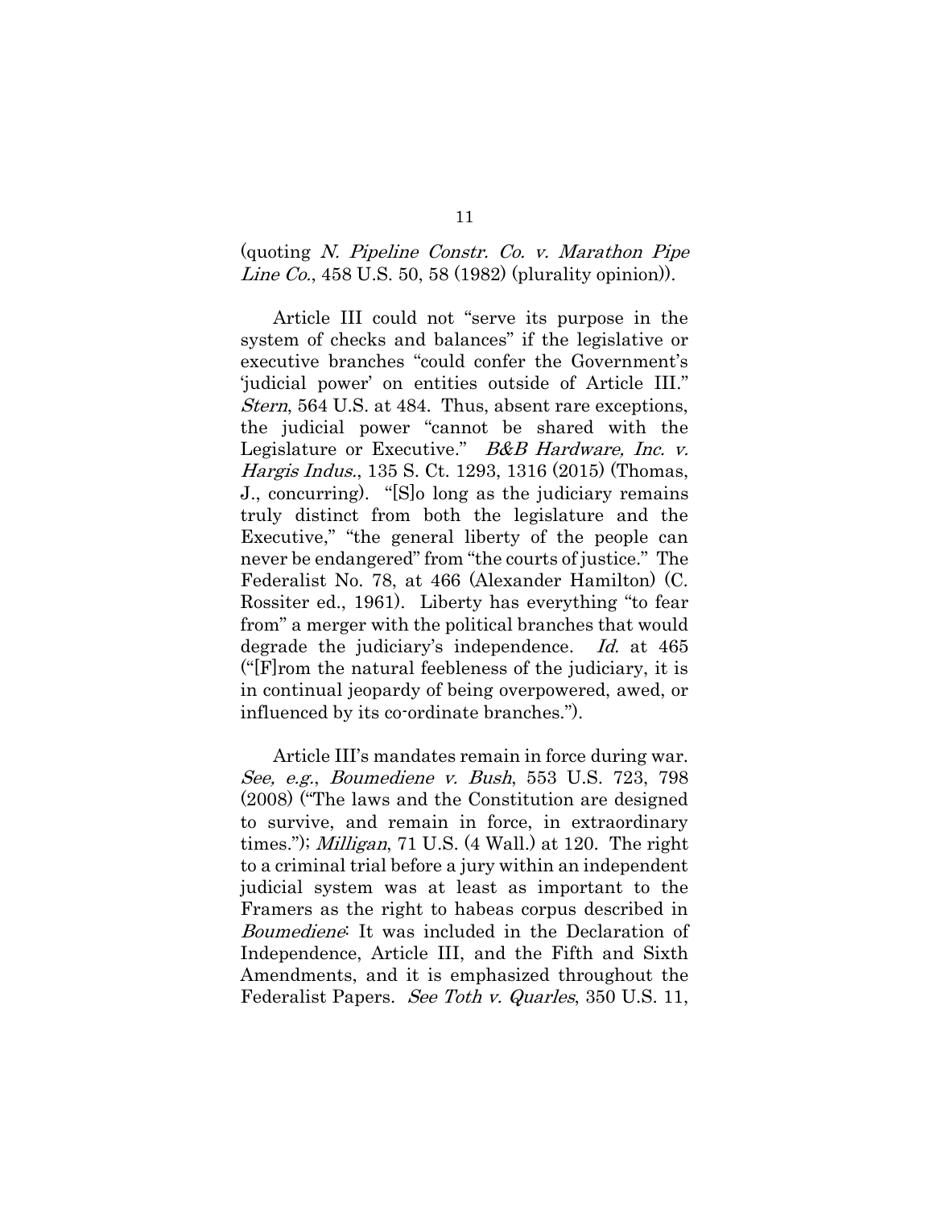(quoting *N. Pipeline Constr. Co. v. Marathon Pipe Line Co.*, 458 U.S. 50, 58 (1982) (plurality opinion)).

Article III could not "serve its purpose in the system of checks and balances" if the legislative or executive branches "could confer the Government's 'judicial power' on entities outside of Article III." *Stern*, 564 U.S. at 484. Thus, absent rare exceptions, the judicial power "cannot be shared with the Legislature or Executive." *B&B Hardware, Inc. v. Hargis Indus.*, 135 S. Ct. 1293, 1316 (2015) (Thomas, J., concurring). "[S]o long as the judiciary remains truly distinct from both the legislature and the Executive," "the general liberty of the people can never be endangered" from "the courts of justice." The Federalist No. 78, at 466 (Alexander Hamilton) (C. Rossiter ed., 1961). Liberty has everything "to fear from" a merger with the political branches that would degrade the judiciary's independence. *Id.* at 465 ("[F]rom the natural feebleness of the judiciary, it is in continual jeopardy of being overpowered, awed, or influenced by its co-ordinate branches.").

Article III's mandates remain in force during war. *See, e.g.*, *Boumediene v. Bush*, 553 U.S. 723, 798 (2008) ("The laws and the Constitution are designed to survive, and remain in force, in extraordinary times."); *Milligan*, 71 U.S. (4 Wall.) at 120. The right to a criminal trial before a jury within an independent judicial system was at least as important to the Framers as the right to habeas corpus described in *Boumediene*: It was included in the Declaration of Independence, Article III, and the Fifth and Sixth Amendments, and it is emphasized throughout the Federalist Papers. *See Toth v. Quarles*, 350 U.S. 11,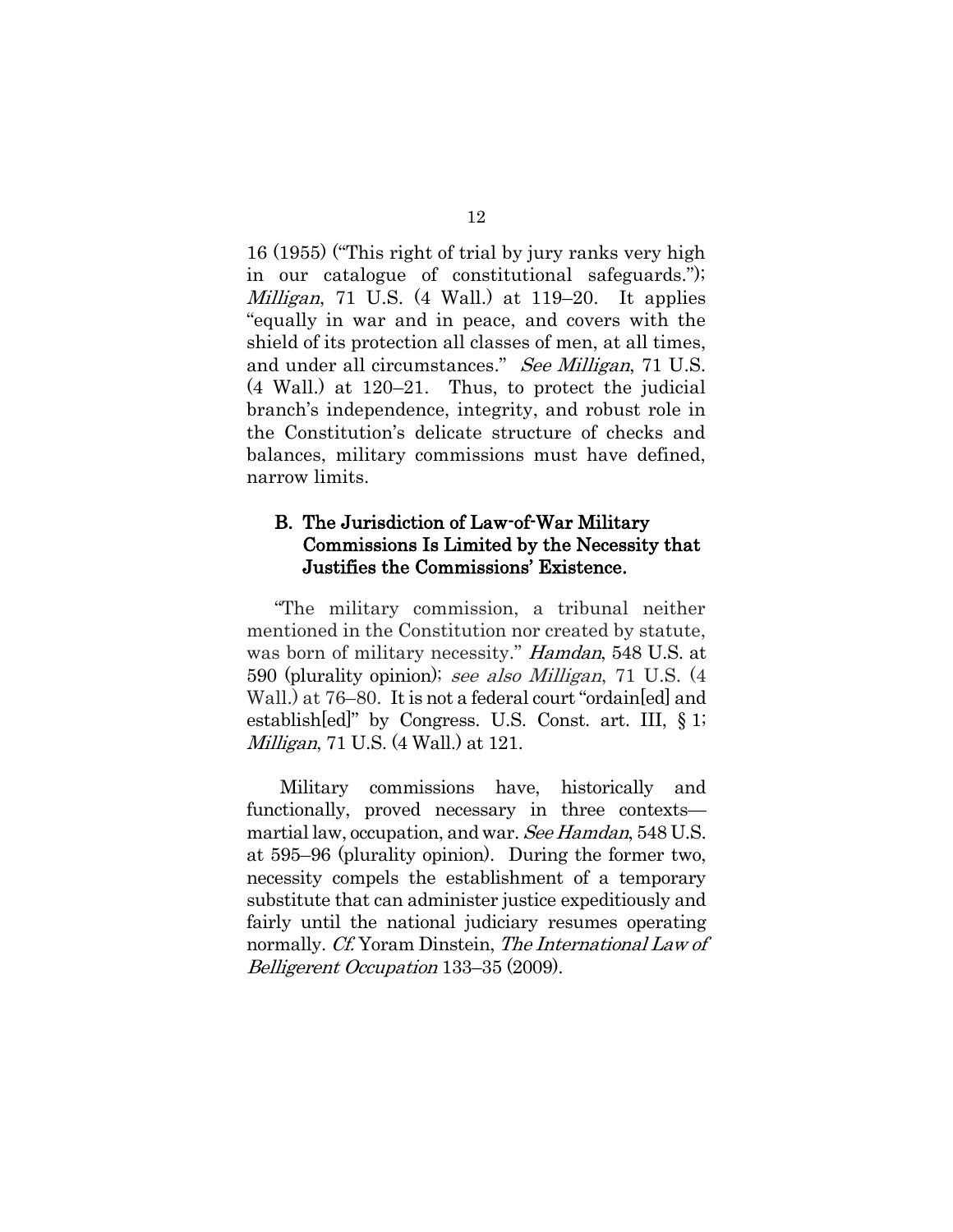16 (1955) ("This right of trial by jury ranks very high in our catalogue of constitutional safeguards."); *Milligan*, 71 U.S. (4 Wall.) at 119–20. It applies "equally in war and in peace, and covers with the shield of its protection all classes of men, at all times, and under all circumstances." *See Milligan*, 71 U.S. (4 Wall.) at 120–21. Thus, to protect the judicial branch's independence, integrity, and robust role in the Constitution's delicate structure of checks and balances, military commissions must have defined, narrow limits.

### B. The Jurisdiction of Law-of-War Military Commissions Is Limited by the Necessity that Justifies the Commissions' Existence.

"The military commission, a tribunal neither mentioned in the Constitution nor created by statute, was born of military necessity." *Hamdan*, 548 U.S. at 590 (plurality opinion); *see also Milligan*, 71 U.S. (4 Wall.) at 76–80. It is not a federal court "ordain[ed] and establish[ed]" by Congress. U.S. Const. art. III, § 1; *Milligan*, 71 U.S. (4 Wall.) at 121.

Military commissions have, historically and functionally, proved necessary in three contexts—martial law, occupation, and war. *See Hamdan*, 548 U.S. at 595–96 (plurality opinion). During the former two, necessity compels the establishment of a temporary substitute that can administer justice expeditiously and fairly until the national judiciary resumes operating normally. *Cf.* Yoram Dinstein, *The International Law of Belligerent Occupation* 133–35 (2009).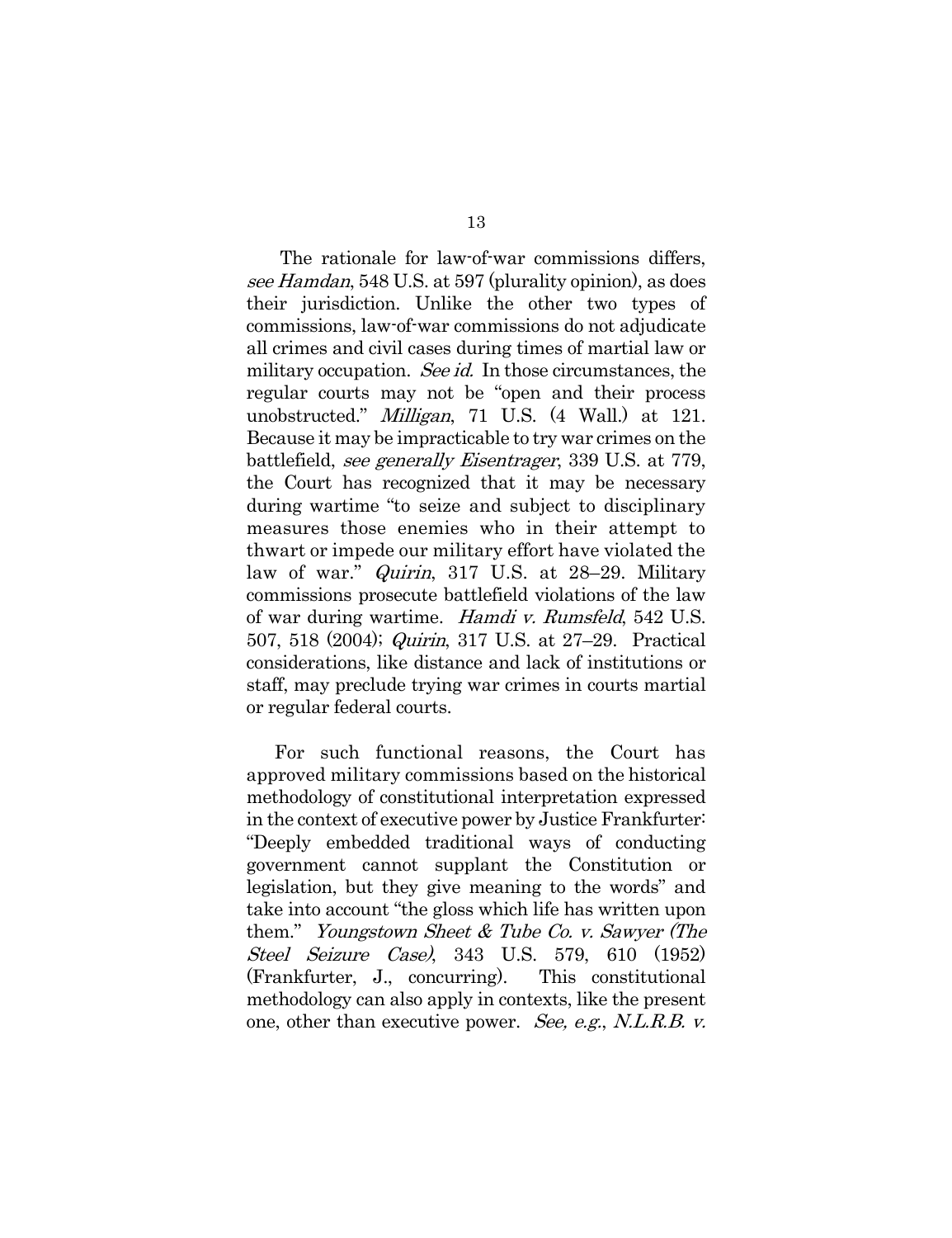The rationale for law-of-war commissions differs, *see Hamdan*, 548 U.S. at 597 (plurality opinion), as does their jurisdiction. Unlike the other two types of commissions, law-of-war commissions do not adjudicate all crimes and civil cases during times of martial law or military occupation. *See id.* In those circumstances, the regular courts may not be "open and their process unobstructed." *Milligan*, 71 U.S. (4 Wall.) at 121. Because it may be impracticable to try war crimes on the battlefield, *see generally Eisentrager*, 339 U.S. at 779, the Court has recognized that it may be necessary during wartime "to seize and subject to disciplinary measures those enemies who in their attempt to thwart or impede our military effort have violated the law of war." *Quirin*, 317 U.S. at 28–29. Military commissions prosecute battlefield violations of the law of war during wartime. *Hamdi v. Rumsfeld*, 542 U.S. 507, 518 (2004); *Quirin*, 317 U.S. at 27–29. Practical considerations, like distance and lack of institutions or staff, may preclude trying war crimes in courts martial or regular federal courts.

For such functional reasons, the Court has approved military commissions based on the historical methodology of constitutional interpretation expressed in the context of executive power by Justice Frankfurter: "Deeply embedded traditional ways of conducting government cannot supplant the Constitution or legislation, but they give meaning to the words" and take into account "the gloss which life has written upon them." *Youngstown Sheet & Tube Co. v. Sawyer (The Steel Seizure Case)*, 343 U.S. 579, 610 (1952) (Frankfurter, J., concurring). This constitutional methodology can also apply in contexts, like the present one, other than executive power. *See, e.g.*, *N.L.R.B. v.*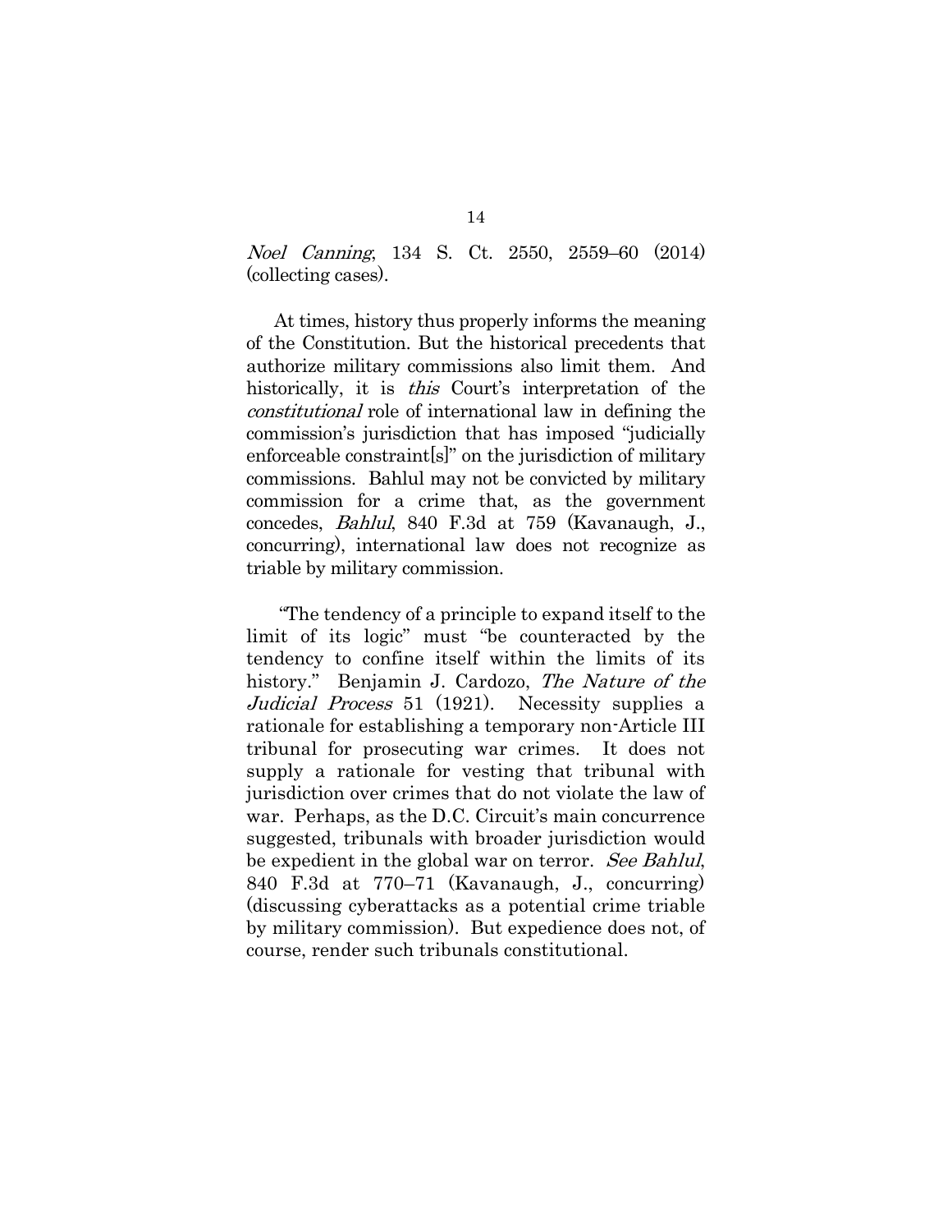*Noel Canning*, 134 S. Ct. 2550, 2559–60 (2014) (collecting cases).

At times, history thus properly informs the meaning of the Constitution. But the historical precedents that authorize military commissions also limit them. And historically, it is *this* Court's interpretation of the *constitutional* role of international law in defining the commission's jurisdiction that has imposed "judicially enforceable constraint[s]" on the jurisdiction of military commissions. Bahlul may not be convicted by military commission for a crime that, as the government concedes, *Bahlul*, 840 F.3d at 759 (Kavanaugh, J., concurring), international law does not recognize as triable by military commission.

"The tendency of a principle to expand itself to the limit of its logic" must "be counteracted by the tendency to confine itself within the limits of its history." Benjamin J. Cardozo, *The Nature of the Judicial Process* 51 (1921). Necessity supplies a rationale for establishing a temporary non-Article III tribunal for prosecuting war crimes. It does not supply a rationale for vesting that tribunal with jurisdiction over crimes that do not violate the law of war. Perhaps, as the D.C. Circuit's main concurrence suggested, tribunals with broader jurisdiction would be expedient in the global war on terror. *See Bahlul*, 840 F.3d at 770–71 (Kavanaugh, J., concurring) (discussing cyberattacks as a potential crime triable by military commission). But expedience does not, of course, render such tribunals constitutional.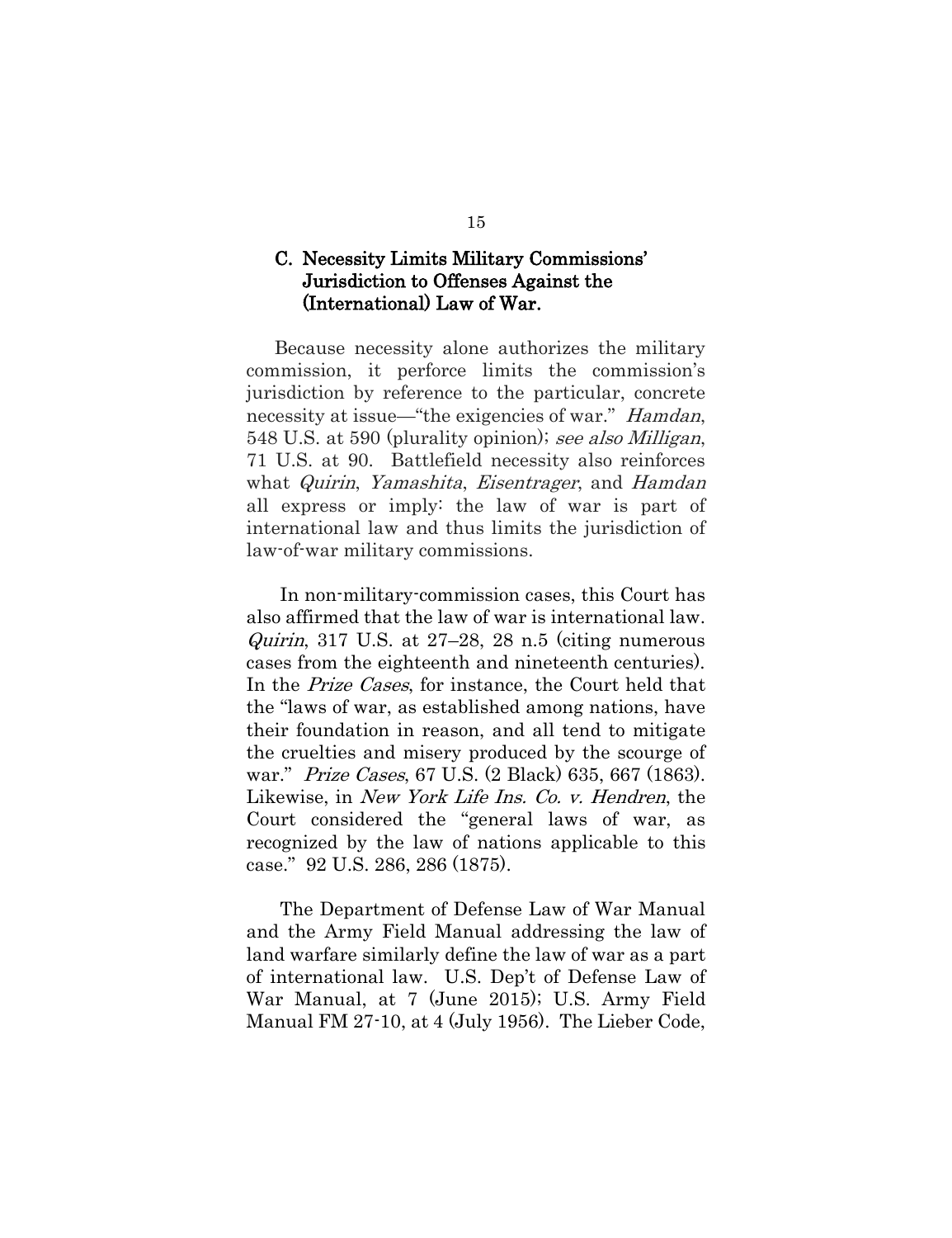### C. Necessity Limits Military Commissions' Jurisdiction to Offenses Against the (International) Law of War.

Because necessity alone authorizes the military commission, it perforce limits the commission's jurisdiction by reference to the particular, concrete necessity at issue—"the exigencies of war." *Hamdan*, 548 U.S. at 590 (plurality opinion); *see also Milligan*, 71 U.S. at 90. Battlefield necessity also reinforces what *Quirin*, *Yamashita*, *Eisentrager*, and *Hamdan* all express or imply: the law of war is part of international law and thus limits the jurisdiction of law-of-war military commissions.

In non-military-commission cases, this Court has also affirmed that the law of war is international law. *Quirin*, 317 U.S. at 27–28, 28 n.5 (citing numerous cases from the eighteenth and nineteenth centuries). In the *Prize Cases*, for instance, the Court held that the "laws of war, as established among nations, have their foundation in reason, and all tend to mitigate the cruelties and misery produced by the scourge of war." *Prize Cases*, 67 U.S. (2 Black) 635, 667 (1863). Likewise, in *New York Life Ins. Co. v. Hendren*, the Court considered the "general laws of war, as recognized by the law of nations applicable to this case." 92 U.S. 286, 286 (1875).

The Department of Defense Law of War Manual and the Army Field Manual addressing the law of land warfare similarly define the law of war as a part of international law. U.S. Dep't of Defense Law of War Manual, at 7 (June 2015); U.S. Army Field Manual FM 27-10, at 4 (July 1956). The Lieber Code,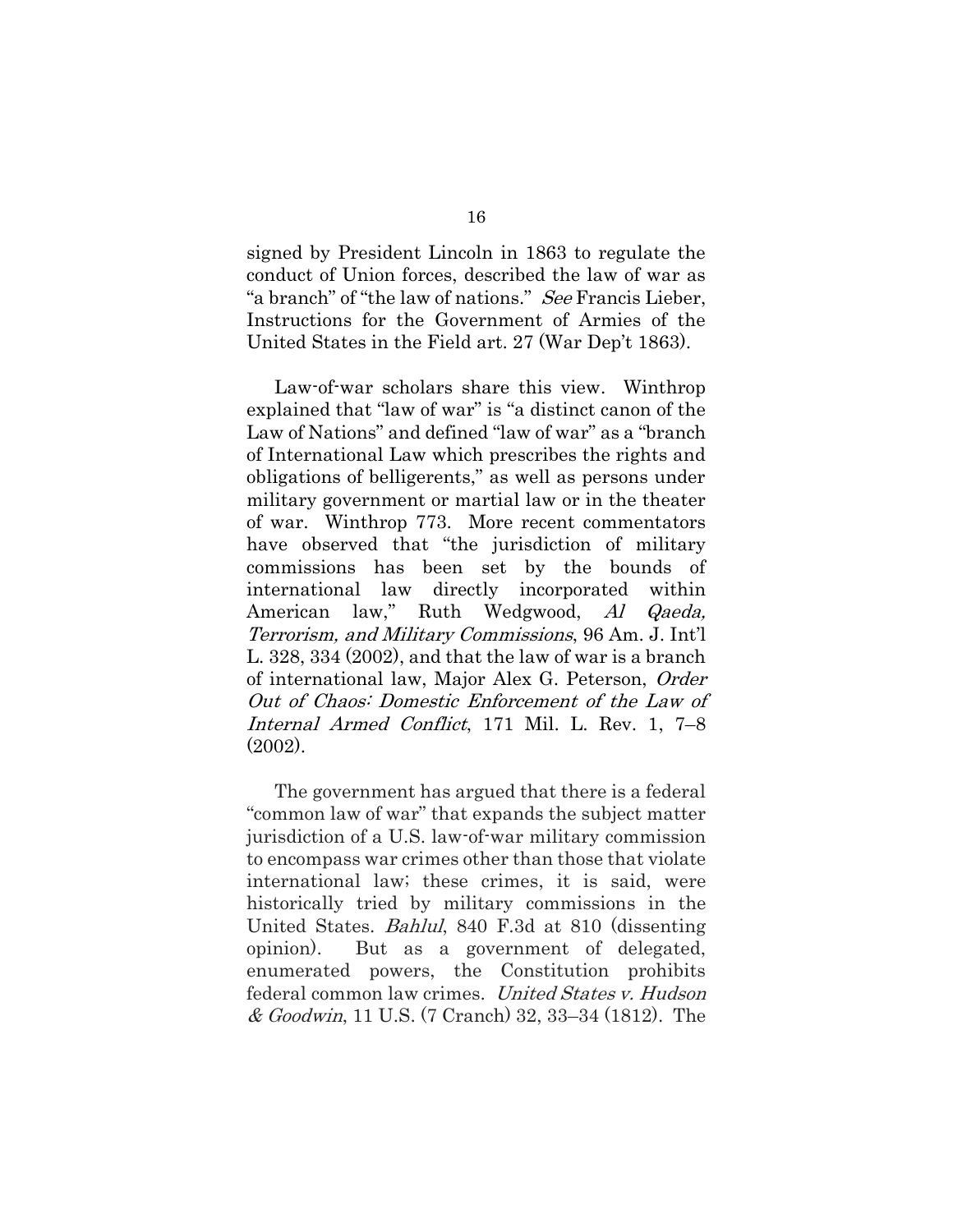signed by President Lincoln in 1863 to regulate the conduct of Union forces, described the law of war as "a branch" of "the law of nations." *See* Francis Lieber, Instructions for the Government of Armies of the United States in the Field art. 27 (War Dep't 1863).

Law-of-war scholars share this view. Winthrop explained that "law of war" is "a distinct canon of the Law of Nations" and defined "law of war" as a "branch of International Law which prescribes the rights and obligations of belligerents," as well as persons under military government or martial law or in the theater of war. Winthrop 773. More recent commentators have observed that "the jurisdiction of military commissions has been set by the bounds of international law directly incorporated within American law," Ruth Wedgwood, *Al Qaeda, Terrorism, and Military Commissions*, 96 Am. J. Int'l L. 328, 334 (2002), and that the law of war is a branch of international law, Major Alex G. Peterson, *Order Out of Chaos: Domestic Enforcement of the Law of Internal Armed Conflict*, 171 Mil. L. Rev. 1, 7–8 (2002).

The government has argued that there is a federal "common law of war" that expands the subject matter jurisdiction of a U.S. law-of-war military commission to encompass war crimes other than those that violate international law; these crimes, it is said, were historically tried by military commissions in the United States. *Bahlul*, 840 F.3d at 810 (dissenting opinion). But as a government of delegated, enumerated powers, the Constitution prohibits federal common law crimes. *United States v. Hudson & Goodwin*, 11 U.S. (7 Cranch) 32, 33–34 (1812). The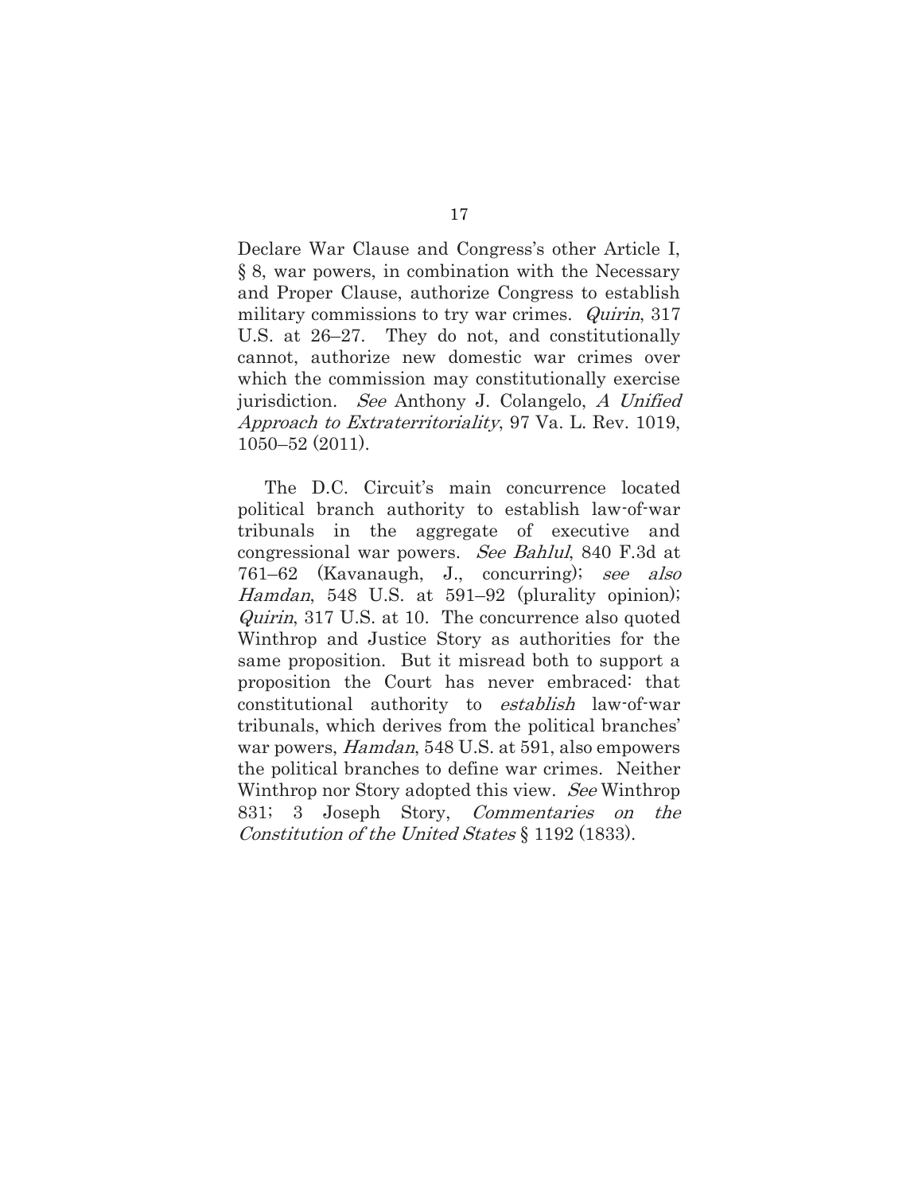Declare War Clause and Congress's other Article I, § 8, war powers, in combination with the Necessary and Proper Clause, authorize Congress to establish military commissions to try war crimes. *Quirin*, 317 U.S. at 26–27. They do not, and constitutionally cannot, authorize new domestic war crimes over which the commission may constitutionally exercise jurisdiction. *See* Anthony J. Colangelo, *A Unified Approach to Extraterritoriality*, 97 Va. L. Rev. 1019, 1050–52 (2011).

The D.C. Circuit's main concurrence located political branch authority to establish law-of-war tribunals in the aggregate of executive and congressional war powers. *See Bahlul*, 840 F.3d at 761–62 (Kavanaugh, J., concurring); *see also Hamdan*, 548 U.S. at 591–92 (plurality opinion); *Quirin*, 317 U.S. at 10. The concurrence also quoted Winthrop and Justice Story as authorities for the same proposition. But it misread both to support a proposition the Court has never embraced: that constitutional authority to *establish* law-of-war tribunals, which derives from the political branches' war powers, *Hamdan*, 548 U.S. at 591, also empowers the political branches to define war crimes. Neither Winthrop nor Story adopted this view. *See* Winthrop 831; 3 Joseph Story, *Commentaries on the Constitution of the United States* § 1192 (1833).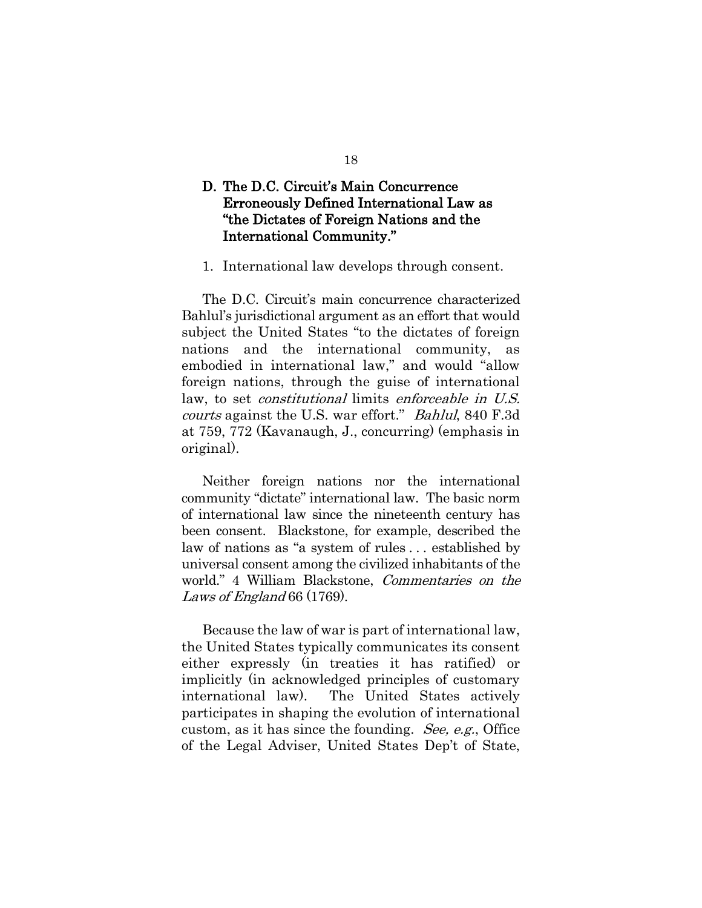### D. The D.C. Circuit's Main Concurrence Erroneously Defined International Law as "the Dictates of Foreign Nations and the International Community."

1. International law develops through consent.

The D.C. Circuit's main concurrence characterized Bahlul's jurisdictional argument as an effort that would subject the United States "to the dictates of foreign nations and the international community, as embodied in international law," and would "allow foreign nations, through the guise of international law, to set *constitutional* limits *enforceable in U.S. courts* against the U.S. war effort." *Bahlul*, 840 F.3d at 759, 772 (Kavanaugh, J., concurring) (emphasis in original).

Neither foreign nations nor the international community "dictate" international law. The basic norm of international law since the nineteenth century has been consent. Blackstone, for example, described the law of nations as "a system of rules . . . established by universal consent among the civilized inhabitants of the world." 4 William Blackstone, *Commentaries on the Laws of England* 66 (1769).

Because the law of war is part of international law, the United States typically communicates its consent either expressly (in treaties it has ratified) or implicitly (in acknowledged principles of customary international law). The United States actively participates in shaping the evolution of international custom, as it has since the founding. *See, e.g.*, Office of the Legal Adviser, United States Dep't of State,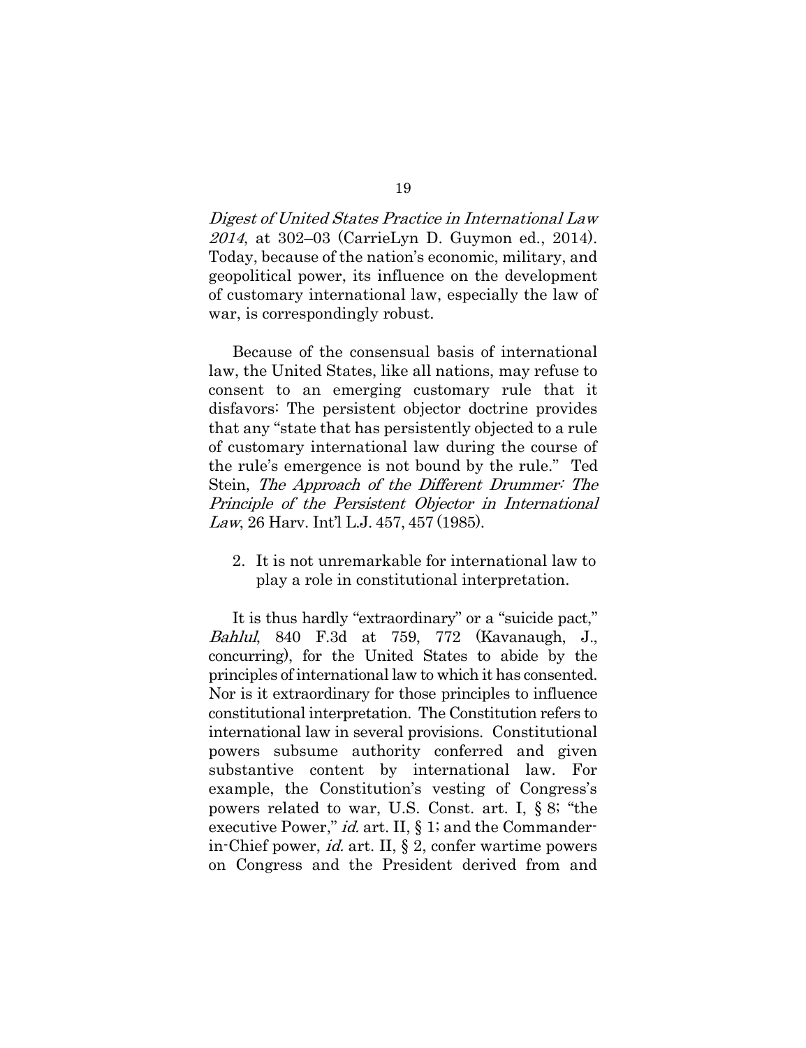*Digest of United States Practice in International Law 2014*, at 302–03 (CarrieLyn D. Guymon ed., 2014). Today, because of the nation's economic, military, and geopolitical power, its influence on the development of customary international law, especially the law of war, is correspondingly robust.

Because of the consensual basis of international law, the United States, like all nations, may refuse to consent to an emerging customary rule that it disfavors: The persistent objector doctrine provides that any "state that has persistently objected to a rule of customary international law during the course of the rule's emergence is not bound by the rule." Ted Stein, *The Approach of the Different Drummer: The Principle of the Persistent Objector in International Law*, 26 Harv. Int'l L.J. 457, 457 (1985).

2. It is not unremarkable for international law to play a role in constitutional interpretation.

It is thus hardly "extraordinary" or a "suicide pact," *Bahlul*, 840 F.3d at 759, 772 (Kavanaugh, J., concurring), for the United States to abide by the principles of international law to which it has consented. Nor is it extraordinary for those principles to influence constitutional interpretation. The Constitution refers to international law in several provisions. Constitutional powers subsume authority conferred and given substantive content by international law. For example, the Constitution's vesting of Congress's powers related to war, U.S. Const. art. I, § 8; "the executive Power," *id.* art. II, § 1; and the Commander-in-Chief power, *id.* art. II, § 2, confer wartime powers on Congress and the President derived from and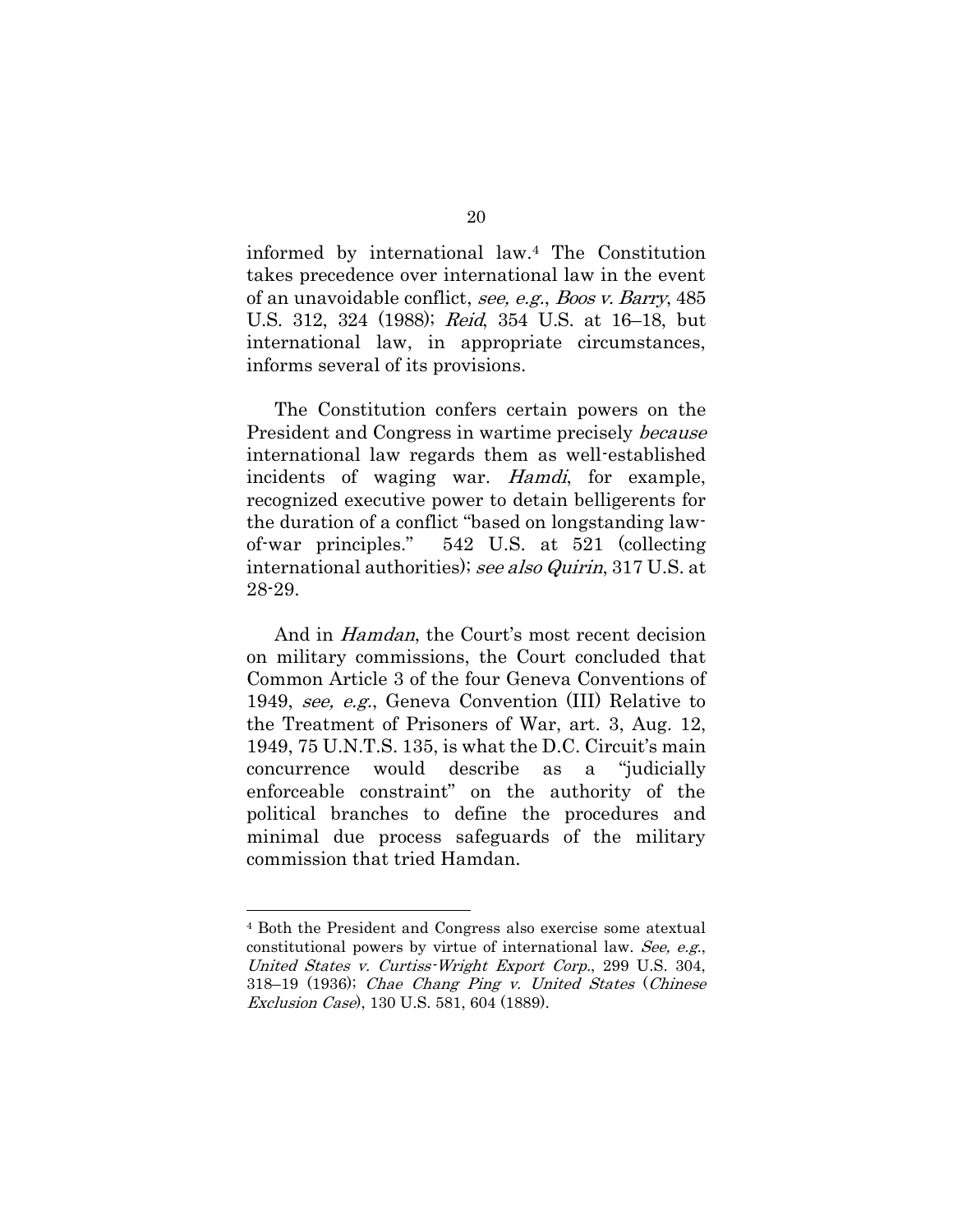informed by international law.[4] The Constitution takes precedence over international law in the event of an unavoidable conflict, *see, e.g.*, *Boos v. Barry*, 485 U.S. 312, 324 (1988); *Reid*, 354 U.S. at 16–18, but international law, in appropriate circumstances, informs several of its provisions.

The Constitution confers certain powers on the President and Congress in wartime precisely *because* international law regards them as well-established incidents of waging war. *Hamdi*, for example, recognized executive power to detain belligerents for the duration of a conflict "based on longstanding law-of-war principles." 542 U.S. at 521 (collecting international authorities); *see also Quirin*, 317 U.S. at 28-29.

And in *Hamdan*, the Court's most recent decision on military commissions, the Court concluded that Common Article 3 of the four Geneva Conventions of 1949, *see, e.g.*, Geneva Convention (III) Relative to the Treatment of Prisoners of War, art. 3, Aug. 12, 1949, 75 U.N.T.S. 135, is what the D.C. Circuit's main concurrence would describe as a "judicially enforceable constraint" on the authority of the political branches to define the procedures and minimal due process safeguards of the military commission that tried Hamdan.

---

[4] Both the President and Congress also exercise some atextual constitutional powers by virtue of international law. *See, e.g.*, *United States v. Curtiss-Wright Export Corp.*, 299 U.S. 304, 318–19 (1936); *Chae Chang Ping v. United States* (*Chinese Exclusion Case*), 130 U.S. 581, 604 (1889).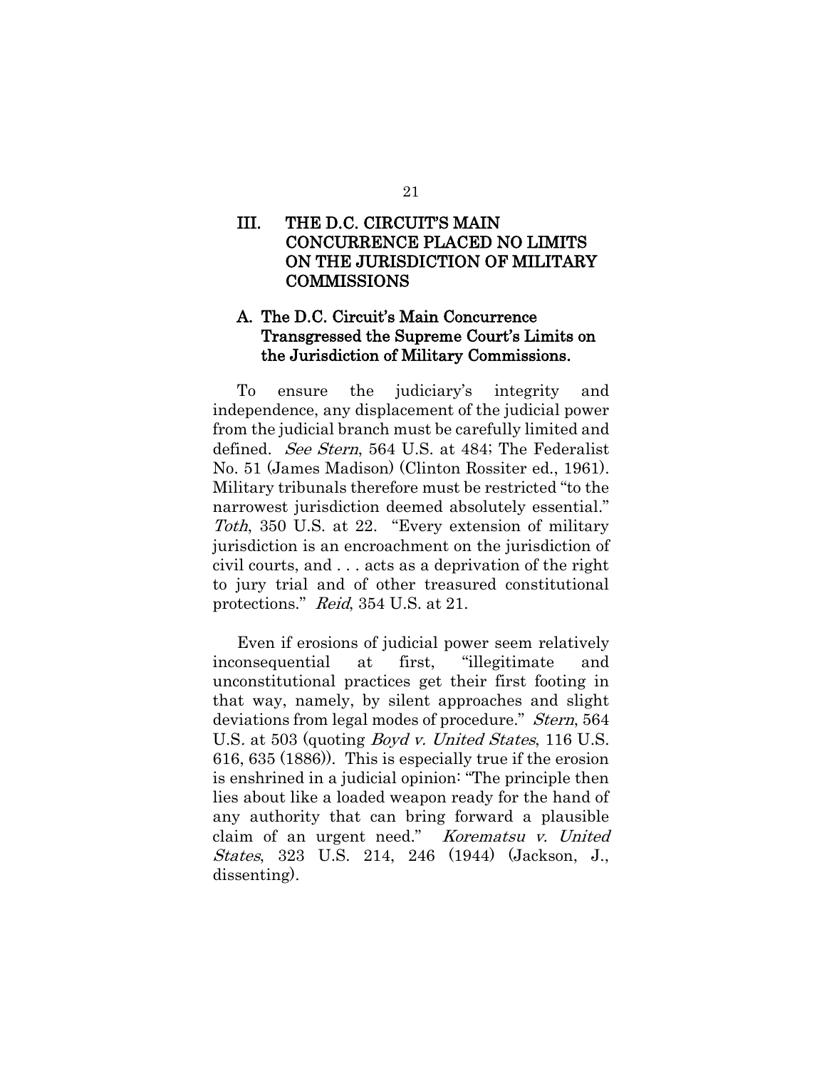## III. THE D.C. CIRCUIT'S MAIN CONCURRENCE PLACED NO LIMITS ON THE JURISDICTION OF MILITARY COMMISSIONS

### A. The D.C. Circuit's Main Concurrence Transgressed the Supreme Court's Limits on the Jurisdiction of Military Commissions.

To ensure the judiciary's integrity and independence, any displacement of the judicial power from the judicial branch must be carefully limited and defined. *See Stern*, 564 U.S. at 484; The Federalist No. 51 (James Madison) (Clinton Rossiter ed., 1961). Military tribunals therefore must be restricted "to the narrowest jurisdiction deemed absolutely essential." *Toth*, 350 U.S. at 22. "Every extension of military jurisdiction is an encroachment on the jurisdiction of civil courts, and . . . acts as a deprivation of the right to jury trial and of other treasured constitutional protections." *Reid*, 354 U.S. at 21.

Even if erosions of judicial power seem relatively inconsequential at first, "illegitimate and unconstitutional practices get their first footing in that way, namely, by silent approaches and slight deviations from legal modes of procedure." *Stern*, 564 U.S. at 503 (quoting *Boyd v. United States*, 116 U.S. 616, 635 (1886)). This is especially true if the erosion is enshrined in a judicial opinion: "The principle then lies about like a loaded weapon ready for the hand of any authority that can bring forward a plausible claim of an urgent need." *Korematsu v. United States*, 323 U.S. 214, 246 (1944) (Jackson, J., dissenting).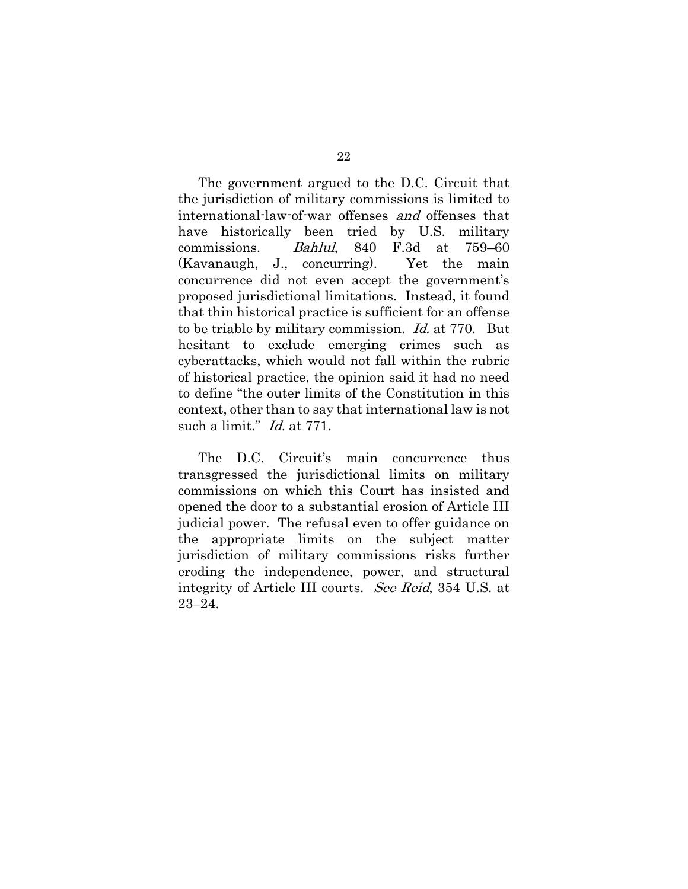The government argued to the D.C. Circuit that the jurisdiction of military commissions is limited to international-law-of-war offenses *and* offenses that have historically been tried by U.S. military commissions. *Bahlul*, 840 F.3d at 759–60 (Kavanaugh, J., concurring). Yet the main concurrence did not even accept the government's proposed jurisdictional limitations. Instead, it found that thin historical practice is sufficient for an offense to be triable by military commission. *Id.* at 770. But hesitant to exclude emerging crimes such as cyberattacks, which would not fall within the rubric of historical practice, the opinion said it had no need to define "the outer limits of the Constitution in this context, other than to say that international law is not such a limit." *Id.* at 771.

The D.C. Circuit's main concurrence thus transgressed the jurisdictional limits on military commissions on which this Court has insisted and opened the door to a substantial erosion of Article III judicial power. The refusal even to offer guidance on the appropriate limits on the subject matter jurisdiction of military commissions risks further eroding the independence, power, and structural integrity of Article III courts. *See Reid*, 354 U.S. at 23–24.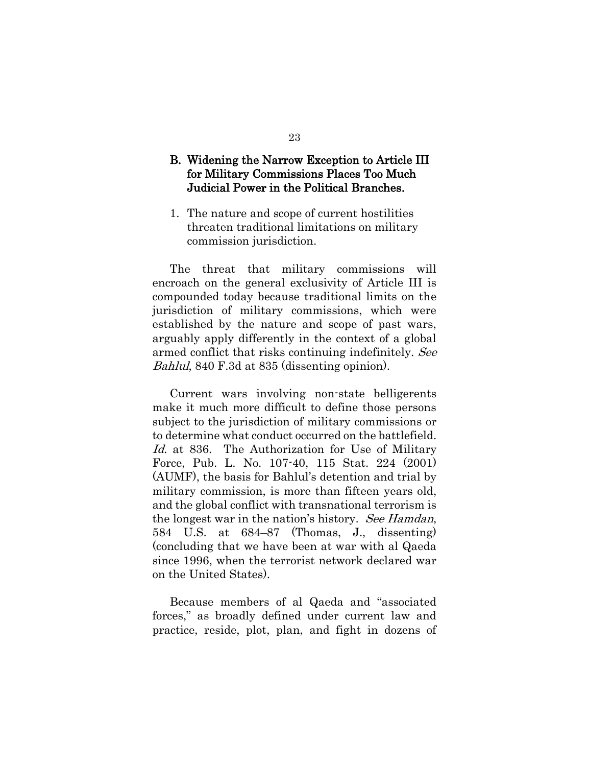### B. Widening the Narrow Exception to Article III for Military Commissions Places Too Much Judicial Power in the Political Branches.

1. The nature and scope of current hostilities threaten traditional limitations on military commission jurisdiction.

The threat that military commissions will encroach on the general exclusivity of Article III is compounded today because traditional limits on the jurisdiction of military commissions, which were established by the nature and scope of past wars, arguably apply differently in the context of a global armed conflict that risks continuing indefinitely. *See Bahlul*, 840 F.3d at 835 (dissenting opinion).

Current wars involving non-state belligerents make it much more difficult to define those persons subject to the jurisdiction of military commissions or to determine what conduct occurred on the battlefield. *Id.* at 836. The Authorization for Use of Military Force, Pub. L. No. 107-40, 115 Stat. 224 (2001) (AUMF), the basis for Bahlul's detention and trial by military commission, is more than fifteen years old, and the global conflict with transnational terrorism is the longest war in the nation's history. *See Hamdan*, 584 U.S. at 684–87 (Thomas, J., dissenting) (concluding that we have been at war with al Qaeda since 1996, when the terrorist network declared war on the United States).

Because members of al Qaeda and "associated forces," as broadly defined under current law and practice, reside, plot, plan, and fight in dozens of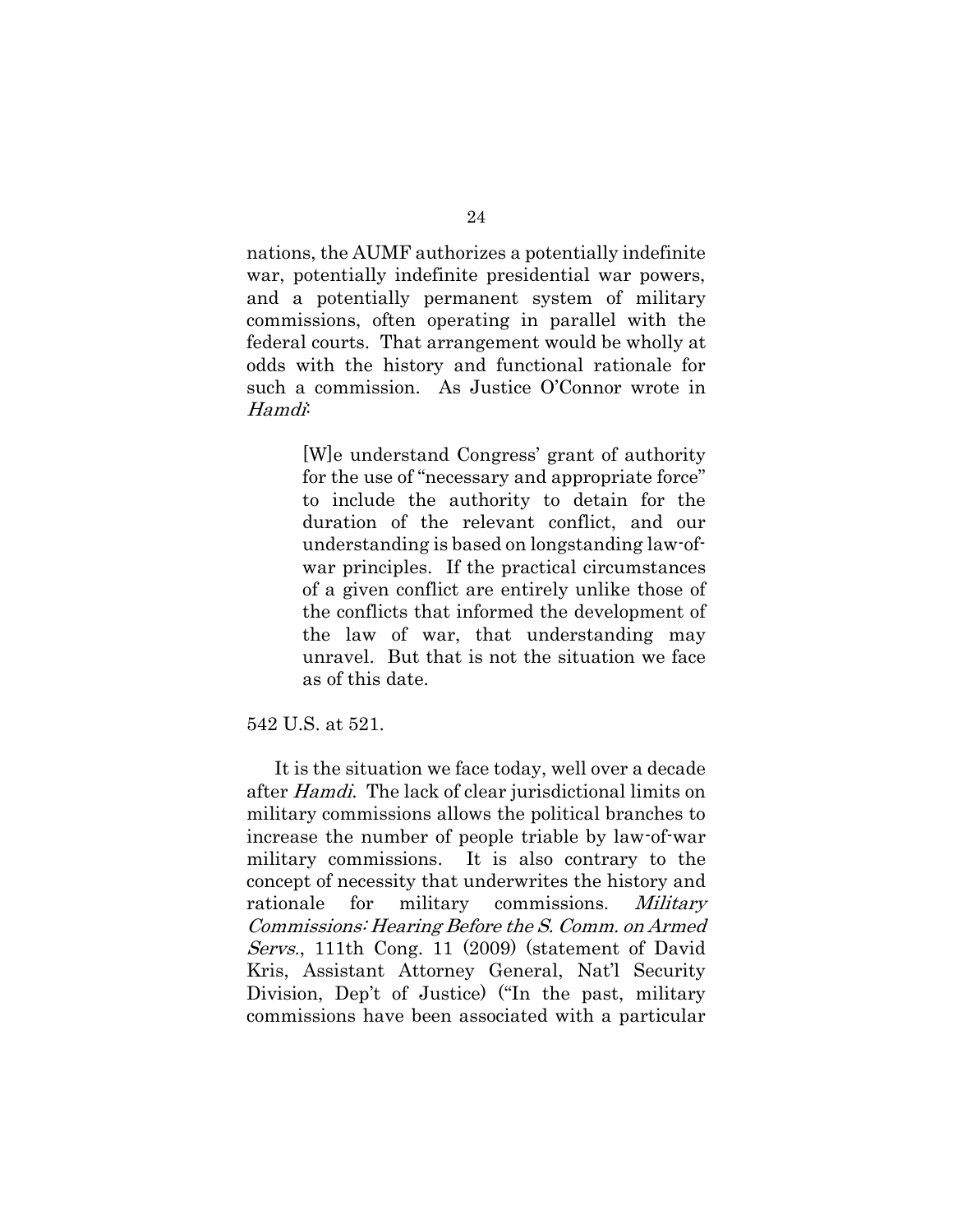nations, the AUMF authorizes a potentially indefinite war, potentially indefinite presidential war powers, and a potentially permanent system of military commissions, often operating in parallel with the federal courts. That arrangement would be wholly at odds with the history and functional rationale for such a commission. As Justice O'Connor wrote in *Hamdi*:

> [W]e understand Congress' grant of authority for the use of "necessary and appropriate force" to include the authority to detain for the duration of the relevant conflict, and our understanding is based on longstanding law-of-war principles. If the practical circumstances of a given conflict are entirely unlike those of the conflicts that informed the development of the law of war, that understanding may unravel. But that is not the situation we face as of this date.

542 U.S. at 521.

It is the situation we face today, well over a decade after *Hamdi*. The lack of clear jurisdictional limits on military commissions allows the political branches to increase the number of people triable by law-of-war military commissions. It is also contrary to the concept of necessity that underwrites the history and rationale for military commissions. *Military Commissions: Hearing Before the S. Comm. on Armed Servs.*, 111th Cong. 11 (2009) (statement of David Kris, Assistant Attorney General, Nat'l Security Division, Dep't of Justice) ("In the past, military commissions have been associated with a particular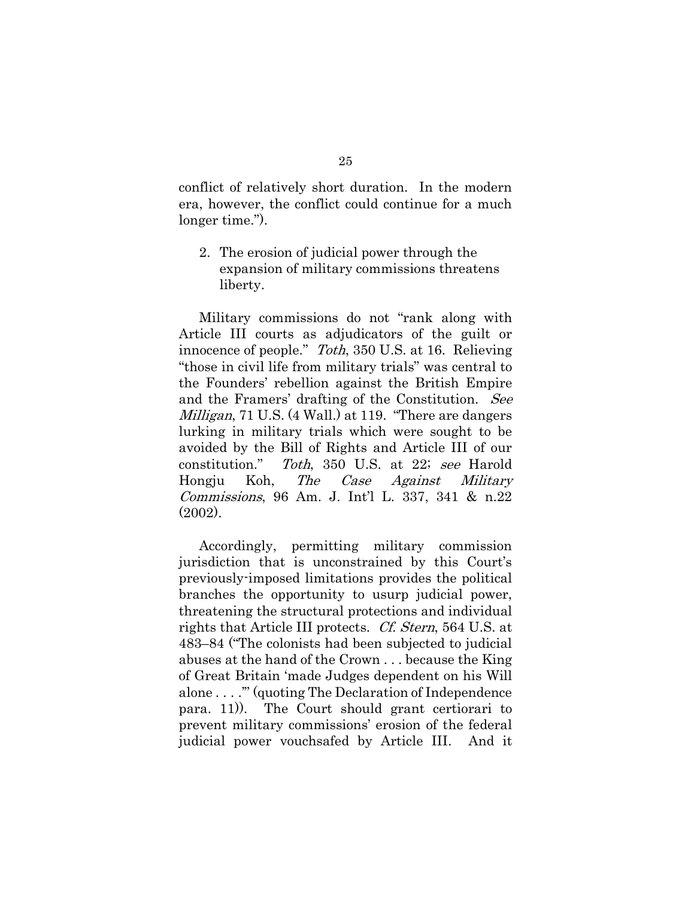conflict of relatively short duration. In the modern era, however, the conflict could continue for a much longer time.").

2. The erosion of judicial power through the expansion of military commissions threatens liberty.

Military commissions do not "rank along with Article III courts as adjudicators of the guilt or innocence of people." *Toth*, 350 U.S. at 16. Relieving "those in civil life from military trials" was central to the Founders' rebellion against the British Empire and the Framers' drafting of the Constitution. *See Milligan*, 71 U.S. (4 Wall.) at 119. "There are dangers lurking in military trials which were sought to be avoided by the Bill of Rights and Article III of our constitution." *Toth*, 350 U.S. at 22; *see* Harold Hongju Koh, *The Case Against Military Commissions*, 96 Am. J. Int'l L. 337, 341 & n.22 (2002).

Accordingly, permitting military commission jurisdiction that is unconstrained by this Court's previously-imposed limitations provides the political branches the opportunity to usurp judicial power, threatening the structural protections and individual rights that Article III protects. *Cf. Stern*, 564 U.S. at 483–84 ("The colonists had been subjected to judicial abuses at the hand of the Crown . . . because the King of Great Britain 'made Judges dependent on his Will alone . . . .'" (quoting The Declaration of Independence para. 11)). The Court should grant certiorari to prevent military commissions' erosion of the federal judicial power vouchsafed by Article III. And it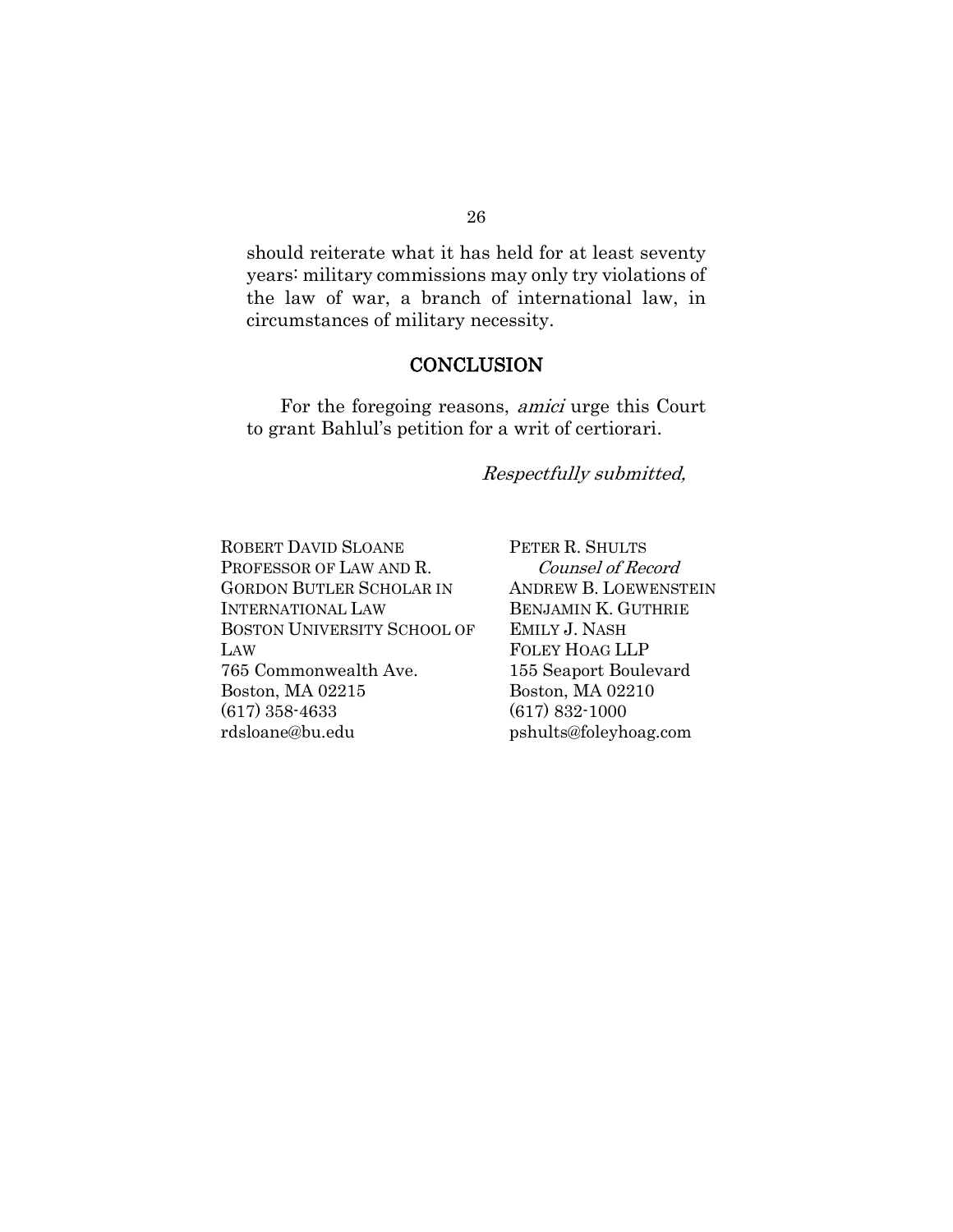should reiterate what it has held for at least seventy years: military commissions may only try violations of the law of war, a branch of international law, in circumstances of military necessity.

## CONCLUSION

For the foregoing reasons, *amici* urge this Court to grant Bahlul's petition for a writ of certiorari.

*Respectfully submitted,*

ROBERT DAVID SLOANE
PROFESSOR OF LAW AND R. GORDON BUTLER SCHOLAR IN INTERNATIONAL LAW
BOSTON UNIVERSITY SCHOOL OF LAW
765 Commonwealth Ave.
Boston, MA 02215
(617) 358-4633
rdsloane@bu.edu

PETER R. SHULTS
*Counsel of Record*
ANDREW B. LOEWENSTEIN
BENJAMIN K. GUTHRIE
EMILY J. NASH
FOLEY HOAG LLP
155 Seaport Boulevard
Boston, MA 02210
(617) 832-1000
pshults@foleyhoag.com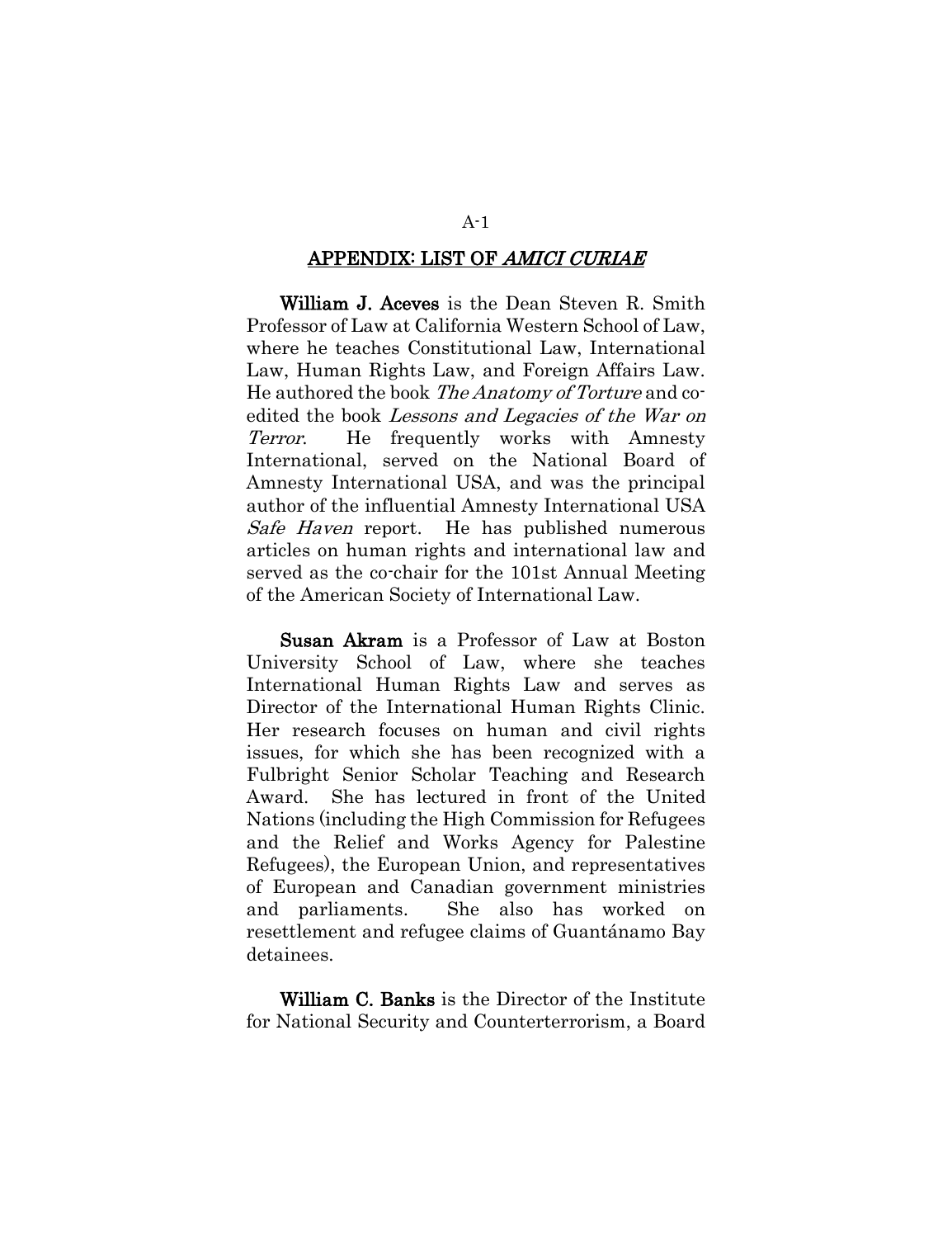## APPENDIX: LIST OF *AMICI CURIAE*

**William J. Aceves** is the Dean Steven R. Smith Professor of Law at California Western School of Law, where he teaches Constitutional Law, International Law, Human Rights Law, and Foreign Affairs Law. He authored the book *The Anatomy of Torture* and co-edited the book *Lessons and Legacies of the War on Terror*. He frequently works with Amnesty International, served on the National Board of Amnesty International USA, and was the principal author of the influential Amnesty International USA *Safe Haven* report. He has published numerous articles on human rights and international law and served as the co-chair for the 101st Annual Meeting of the American Society of International Law.

**Susan Akram** is a Professor of Law at Boston University School of Law, where she teaches International Human Rights Law and serves as Director of the International Human Rights Clinic. Her research focuses on human and civil rights issues, for which she has been recognized with a Fulbright Senior Scholar Teaching and Research Award. She has lectured in front of the United Nations (including the High Commission for Refugees and the Relief and Works Agency for Palestine Refugees), the European Union, and representatives of European and Canadian government ministries and parliaments. She also has worked on resettlement and refugee claims of Guantánamo Bay detainees.

**William C. Banks** is the Director of the Institute for National Security and Counterterrorism, a Board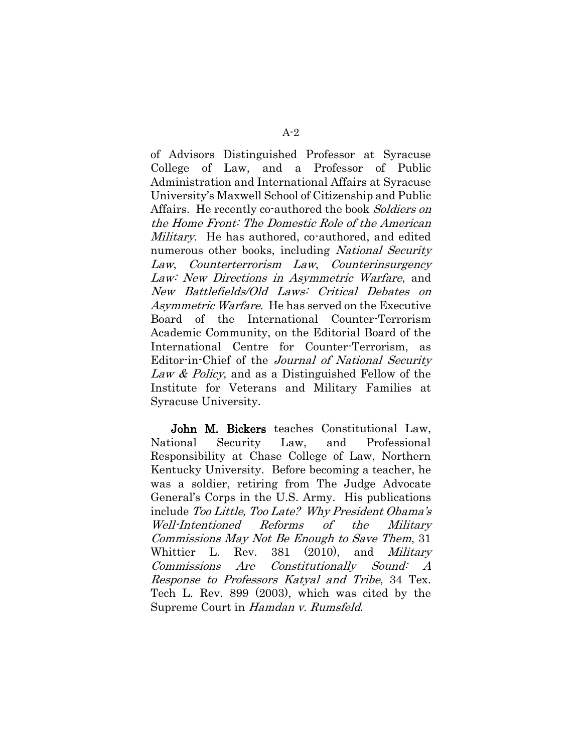of Advisors Distinguished Professor at Syracuse College of Law, and a Professor of Public Administration and International Affairs at Syracuse University's Maxwell School of Citizenship and Public Affairs. He recently co-authored the book *Soldiers on the Home Front: The Domestic Role of the American Military*. He has authored, co-authored, and edited numerous other books, including *National Security Law*, *Counterterrorism Law*, *Counterinsurgency Law: New Directions in Asymmetric Warfare*, and *New Battlefields/Old Laws: Critical Debates on Asymmetric Warfare*. He has served on the Executive Board of the International Counter-Terrorism Academic Community, on the Editorial Board of the International Centre for Counter-Terrorism, as Editor-in-Chief of the *Journal of National Security Law & Policy*, and as a Distinguished Fellow of the Institute for Veterans and Military Families at Syracuse University.

**John M. Bickers** teaches Constitutional Law, National Security Law, and Professional Responsibility at Chase College of Law, Northern Kentucky University. Before becoming a teacher, he was a soldier, retiring from The Judge Advocate General's Corps in the U.S. Army. His publications include *Too Little, Too Late? Why President Obama's Well-Intentioned Reforms of the Military Commissions May Not Be Enough to Save Them*, 31 Whittier L. Rev. 381 (2010), and *Military Commissions Are Constitutionally Sound: A Response to Professors Katyal and Tribe*, 34 Tex. Tech L. Rev. 899 (2003), which was cited by the Supreme Court in *Hamdan v. Rumsfeld*.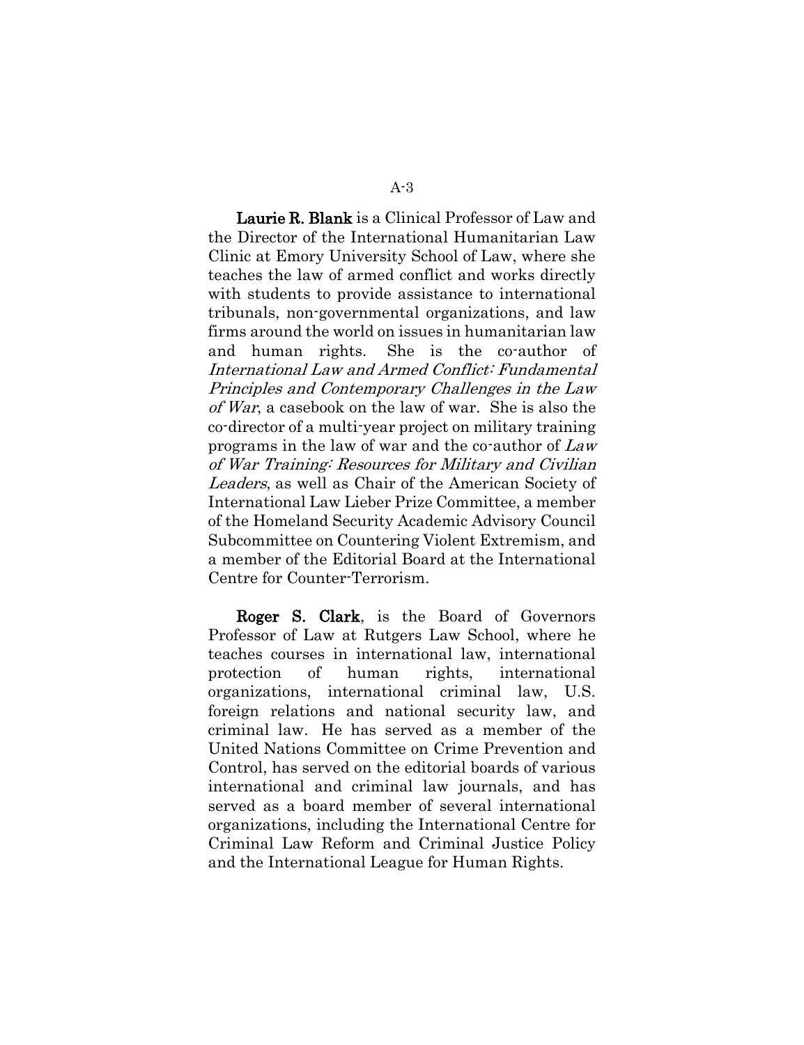**Laurie R. Blank** is a Clinical Professor of Law and the Director of the International Humanitarian Law Clinic at Emory University School of Law, where she teaches the law of armed conflict and works directly with students to provide assistance to international tribunals, non-governmental organizations, and law firms around the world on issues in humanitarian law and human rights. She is the co-author of *International Law and Armed Conflict: Fundamental Principles and Contemporary Challenges in the Law of War*, a casebook on the law of war. She is also the co-director of a multi-year project on military training programs in the law of war and the co-author of *Law of War Training: Resources for Military and Civilian Leaders*, as well as Chair of the American Society of International Law Lieber Prize Committee, a member of the Homeland Security Academic Advisory Council Subcommittee on Countering Violent Extremism, and a member of the Editorial Board at the International Centre for Counter-Terrorism.

**Roger S. Clark**, is the Board of Governors Professor of Law at Rutgers Law School, where he teaches courses in international law, international protection of human rights, international organizations, international criminal law, U.S. foreign relations and national security law, and criminal law. He has served as a member of the United Nations Committee on Crime Prevention and Control, has served on the editorial boards of various international and criminal law journals, and has served as a board member of several international organizations, including the International Centre for Criminal Law Reform and Criminal Justice Policy and the International League for Human Rights.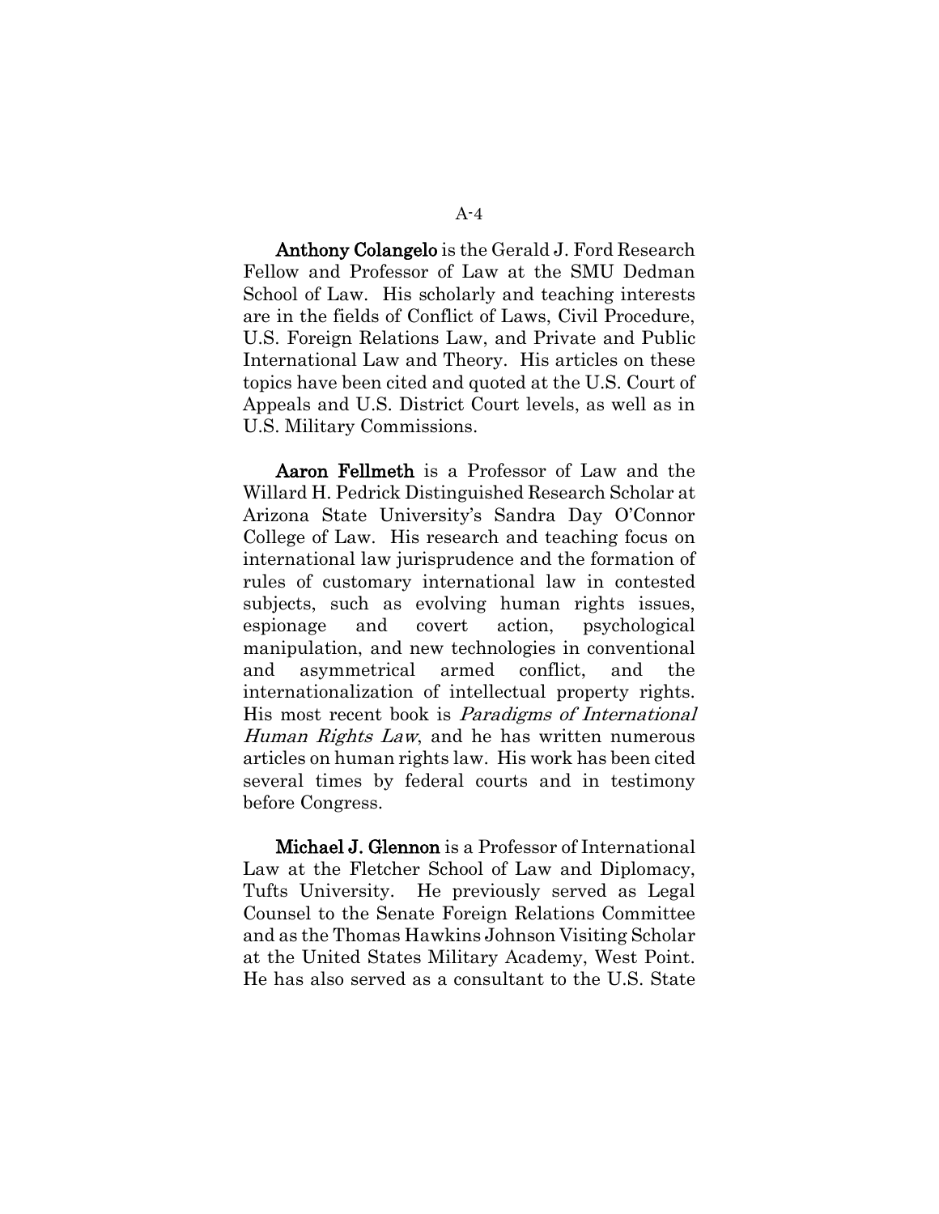**Anthony Colangelo** is the Gerald J. Ford Research Fellow and Professor of Law at the SMU Dedman School of Law. His scholarly and teaching interests are in the fields of Conflict of Laws, Civil Procedure, U.S. Foreign Relations Law, and Private and Public International Law and Theory. His articles on these topics have been cited and quoted at the U.S. Court of Appeals and U.S. District Court levels, as well as in U.S. Military Commissions.

**Aaron Fellmeth** is a Professor of Law and the Willard H. Pedrick Distinguished Research Scholar at Arizona State University's Sandra Day O'Connor College of Law. His research and teaching focus on international law jurisprudence and the formation of rules of customary international law in contested subjects, such as evolving human rights issues, espionage and covert action, psychological manipulation, and new technologies in conventional and asymmetrical armed conflict, and the internationalization of intellectual property rights. His most recent book is *Paradigms of International Human Rights Law*, and he has written numerous articles on human rights law. His work has been cited several times by federal courts and in testimony before Congress.

**Michael J. Glennon** is a Professor of International Law at the Fletcher School of Law and Diplomacy, Tufts University. He previously served as Legal Counsel to the Senate Foreign Relations Committee and as the Thomas Hawkins Johnson Visiting Scholar at the United States Military Academy, West Point. He has also served as a consultant to the U.S. State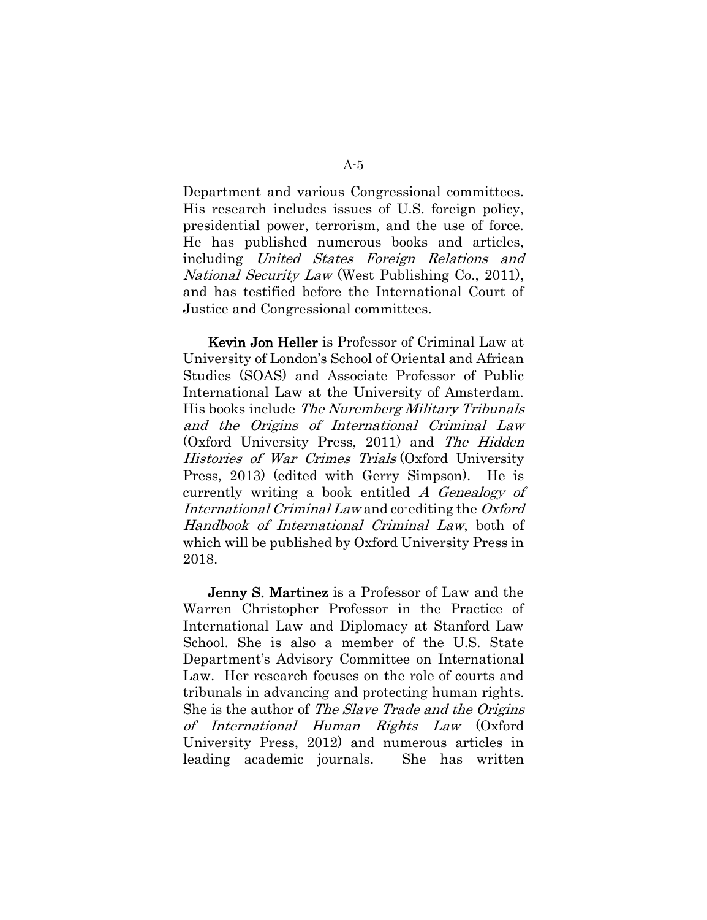Department and various Congressional committees. His research includes issues of U.S. foreign policy, presidential power, terrorism, and the use of force. He has published numerous books and articles, including *United States Foreign Relations and National Security Law* (West Publishing Co., 2011), and has testified before the International Court of Justice and Congressional committees.

**Kevin Jon Heller** is Professor of Criminal Law at University of London's School of Oriental and African Studies (SOAS) and Associate Professor of Public International Law at the University of Amsterdam. His books include *The Nuremberg Military Tribunals and the Origins of International Criminal Law* (Oxford University Press, 2011) and *The Hidden Histories of War Crimes Trials* (Oxford University Press, 2013) (edited with Gerry Simpson). He is currently writing a book entitled *A Genealogy of International Criminal Law* and co-editing the *Oxford Handbook of International Criminal Law*, both of which will be published by Oxford University Press in 2018.

**Jenny S. Martinez** is a Professor of Law and the Warren Christopher Professor in the Practice of International Law and Diplomacy at Stanford Law School. She is also a member of the U.S. State Department's Advisory Committee on International Law. Her research focuses on the role of courts and tribunals in advancing and protecting human rights. She is the author of *The Slave Trade and the Origins of International Human Rights Law* (Oxford University Press, 2012) and numerous articles in leading academic journals. She has written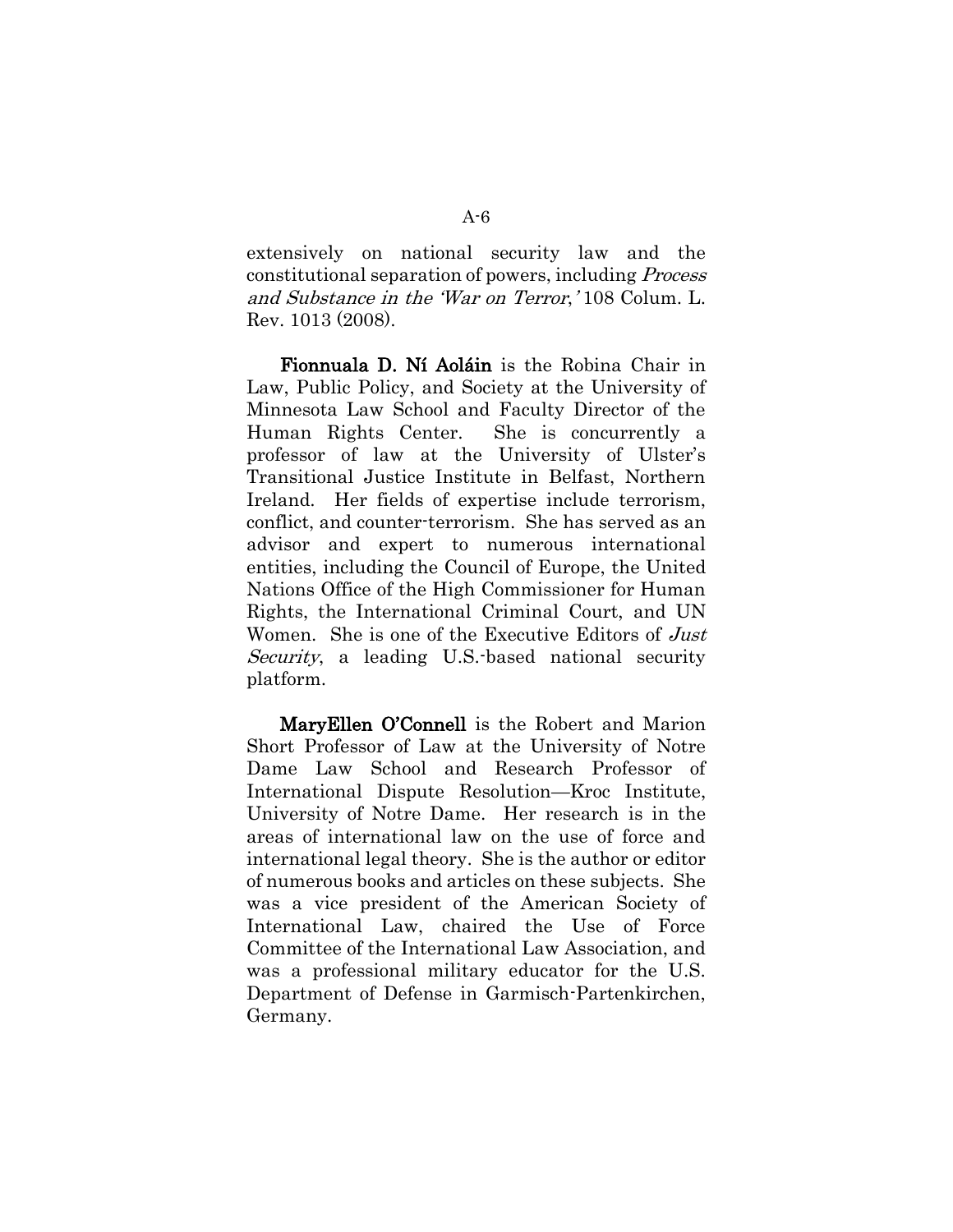extensively on national security law and the constitutional separation of powers, including *Process and Substance in the 'War on Terror,'* 108 Colum. L. Rev. 1013 (2008).

**Fionnuala D. Ní Aoláin** is the Robina Chair in Law, Public Policy, and Society at the University of Minnesota Law School and Faculty Director of the Human Rights Center. She is concurrently a professor of law at the University of Ulster's Transitional Justice Institute in Belfast, Northern Ireland. Her fields of expertise include terrorism, conflict, and counter-terrorism. She has served as an advisor and expert to numerous international entities, including the Council of Europe, the United Nations Office of the High Commissioner for Human Rights, the International Criminal Court, and UN Women. She is one of the Executive Editors of *Just Security*, a leading U.S.-based national security platform.

**MaryEllen O'Connell** is the Robert and Marion Short Professor of Law at the University of Notre Dame Law School and Research Professor of International Dispute Resolution—Kroc Institute, University of Notre Dame. Her research is in the areas of international law on the use of force and international legal theory. She is the author or editor of numerous books and articles on these subjects. She was a vice president of the American Society of International Law, chaired the Use of Force Committee of the International Law Association, and was a professional military educator for the U.S. Department of Defense in Garmisch-Partenkirchen, Germany.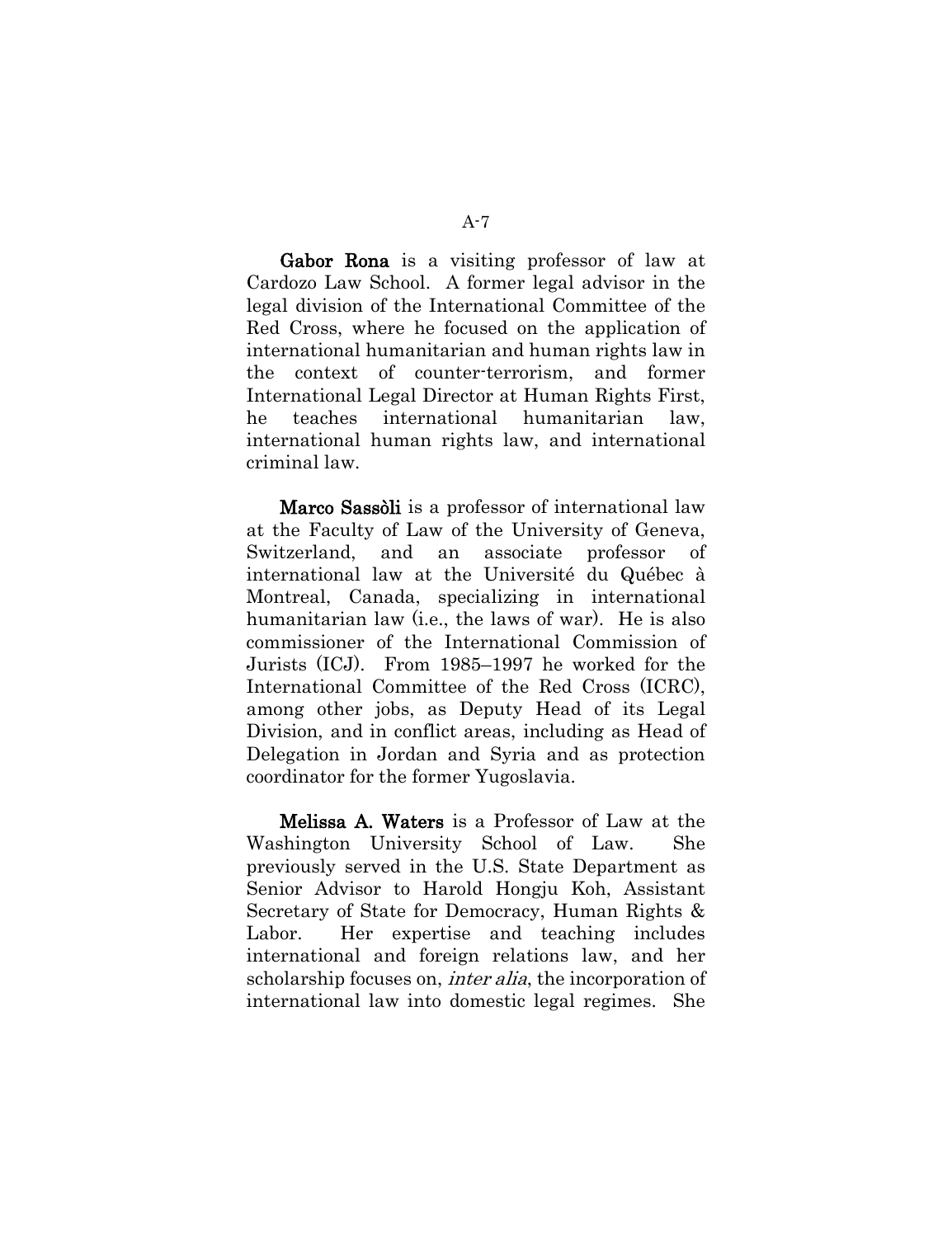**Gabor Rona** is a visiting professor of law at Cardozo Law School. A former legal advisor in the legal division of the International Committee of the Red Cross, where he focused on the application of international humanitarian and human rights law in the context of counter-terrorism, and former International Legal Director at Human Rights First, he teaches international humanitarian law, international human rights law, and international criminal law.

**Marco Sassòli** is a professor of international law at the Faculty of Law of the University of Geneva, Switzerland, and an associate professor of international law at the Université du Québec à Montreal, Canada, specializing in international humanitarian law (i.e., the laws of war). He is also commissioner of the International Commission of Jurists (ICJ). From 1985–1997 he worked for the International Committee of the Red Cross (ICRC), among other jobs, as Deputy Head of its Legal Division, and in conflict areas, including as Head of Delegation in Jordan and Syria and as protection coordinator for the former Yugoslavia.

**Melissa A. Waters** is a Professor of Law at the Washington University School of Law. She previously served in the U.S. State Department as Senior Advisor to Harold Hongju Koh, Assistant Secretary of State for Democracy, Human Rights & Labor. Her expertise and teaching includes international and foreign relations law, and her scholarship focuses on, *inter alia*, the incorporation of international law into domestic legal regimes. She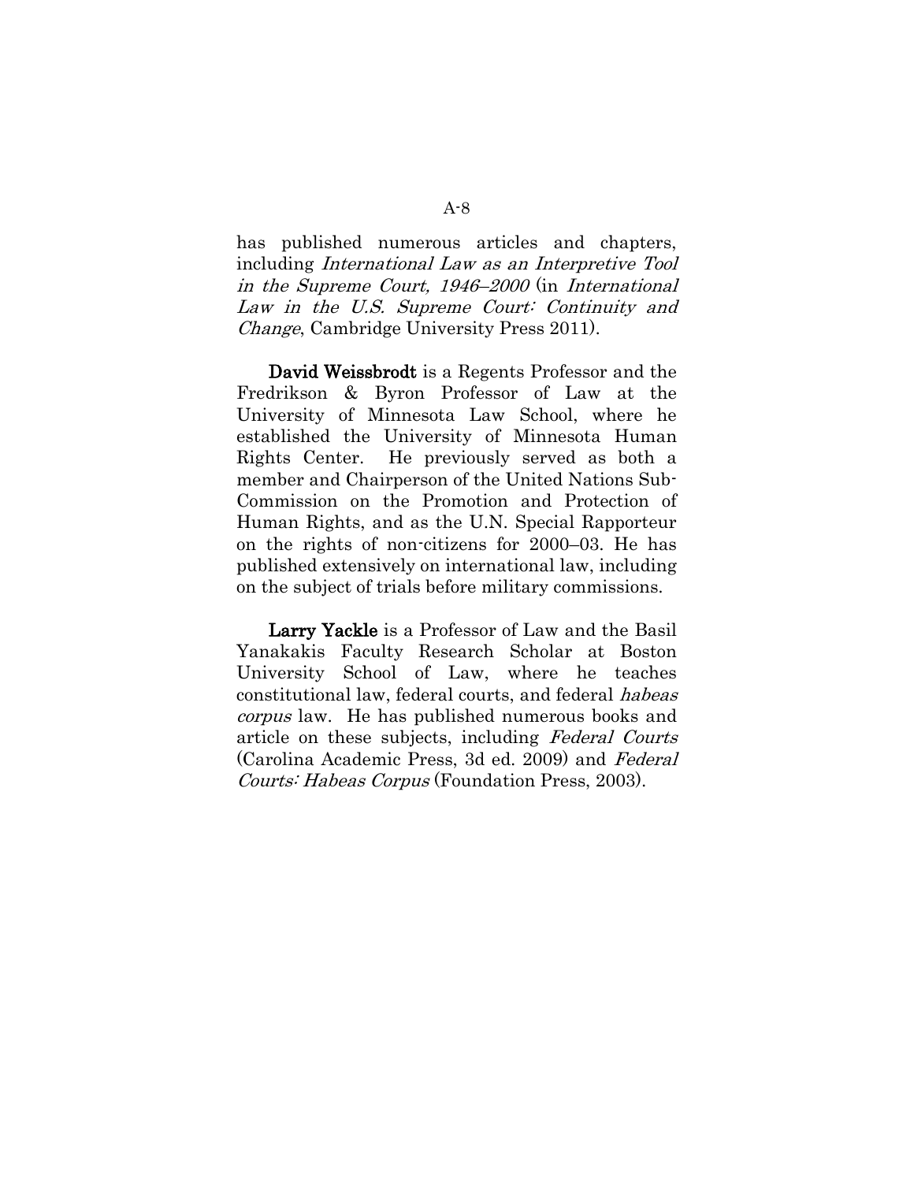has published numerous articles and chapters, including *International Law as an Interpretive Tool in the Supreme Court, 1946–2000* (in *International Law in the U.S. Supreme Court: Continuity and Change*, Cambridge University Press 2011).

**David Weissbrodt** is a Regents Professor and the Fredrikson & Byron Professor of Law at the University of Minnesota Law School, where he established the University of Minnesota Human Rights Center. He previously served as both a member and Chairperson of the United Nations Sub-Commission on the Promotion and Protection of Human Rights, and as the U.N. Special Rapporteur on the rights of non-citizens for 2000–03. He has published extensively on international law, including on the subject of trials before military commissions.

**Larry Yackle** is a Professor of Law and the Basil Yanakakis Faculty Research Scholar at Boston University School of Law, where he teaches constitutional law, federal courts, and federal *habeas corpus* law. He has published numerous books and article on these subjects, including *Federal Courts* (Carolina Academic Press, 3d ed. 2009) and *Federal Courts: Habeas Corpus* (Foundation Press, 2003).